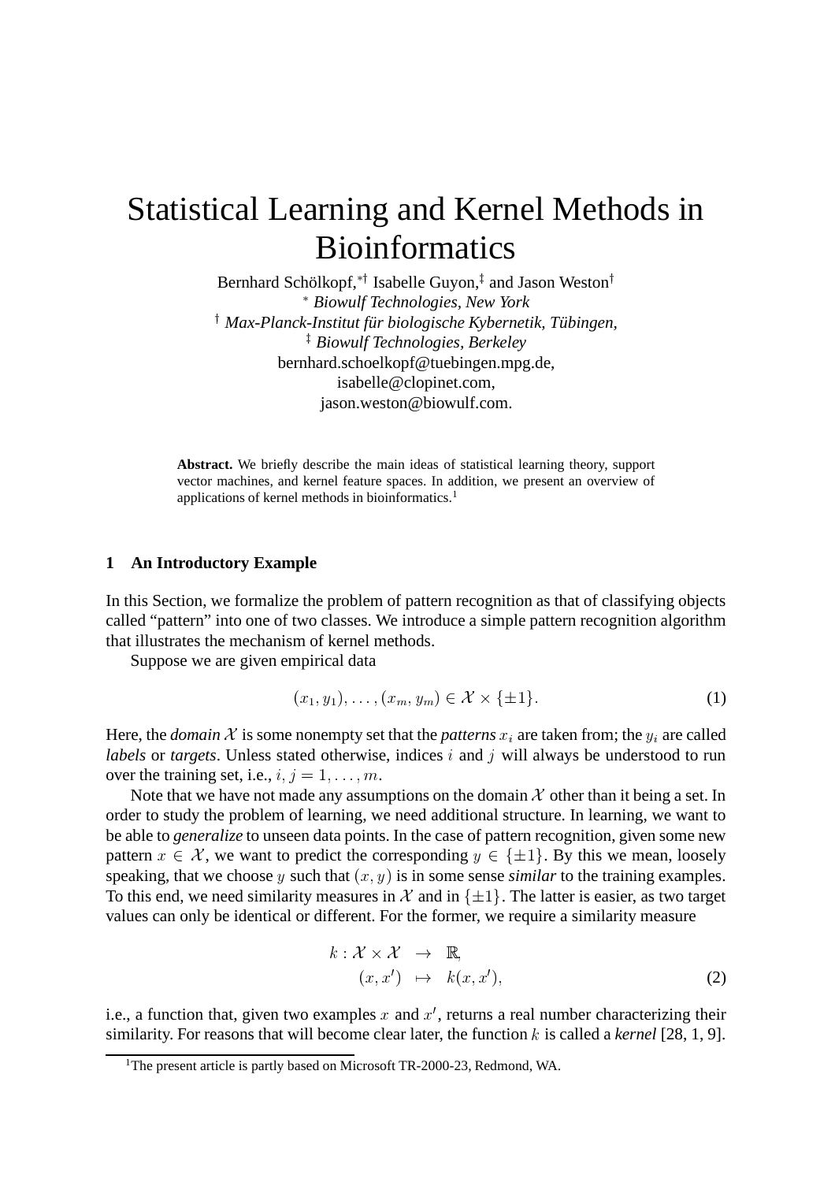# Statistical Learning and Kernel Methods in Bioinformatics

Bernhard Schölkopf,[*†] Isabelle Guyon,[‡] and Jason Weston[†]

[*] *Biowulf Technologies, New York*

[†] *Max-Planck-Institut für biologische Kybernetik, Tübingen,*

[‡] *Biowulf Technologies, Berkeley*

bernhard.schoelkopf@tuebingen.mpg.de,
isabelle@clopinet.com,
jason.weston@biowulf.com.

**Abstract.** We briefly describe the main ideas of statistical learning theory, support vector machines, and kernel feature spaces. In addition, we present an overview of applications of kernel methods in bioinformatics.[1]

## 1 An Introductory Example

In this Section, we formalize the problem of pattern recognition as that of classifying objects called "pattern" into one of two classes. We introduce a simple pattern recognition algorithm that illustrates the mechanism of kernel methods.

Suppose we are given empirical data

$$(x_1, y_1), \ldots, (x_m, y_m) \in \mathcal{X} \times \{\pm 1\}. \tag{1}$$

Here, the *domain* $\mathcal{X}$ is some nonempty set that the *patterns* $x_i$ are taken from; the $y_i$ are called *labels* or *targets*. Unless stated otherwise, indices $i$ and $j$ will always be understood to run over the training set, i.e., $i, j = 1, \ldots, m$.

Note that we have not made any assumptions on the domain $\mathcal{X}$ other than it being a set. In order to study the problem of learning, we need additional structure. In learning, we want to be able to *generalize* to unseen data points. In the case of pattern recognition, given some new pattern $x \in \mathcal{X}$, we want to predict the corresponding $y \in \{\pm 1\}$. By this we mean, loosely speaking, that we choose $y$ such that $(x, y)$ is in some sense *similar* to the training examples. To this end, we need similarity measures in $\mathcal{X}$ and in $\{\pm 1\}$. The latter is easier, as two target values can only be identical or different. For the former, we require a similarity measure

$$\begin{aligned} k : \mathcal{X} \times \mathcal{X} &\rightarrow \mathbb{R}, \\ (x, x') &\mapsto k(x, x'), \end{aligned} \tag{2}$$

i.e., a function that, given two examples $x$ and $x'$, returns a real number characterizing their similarity. For reasons that will become clear later, the function $k$ is called a *kernel* [28, 1, 9].

[1] The present article is partly based on Microsoft TR-2000-23, Redmond, WA.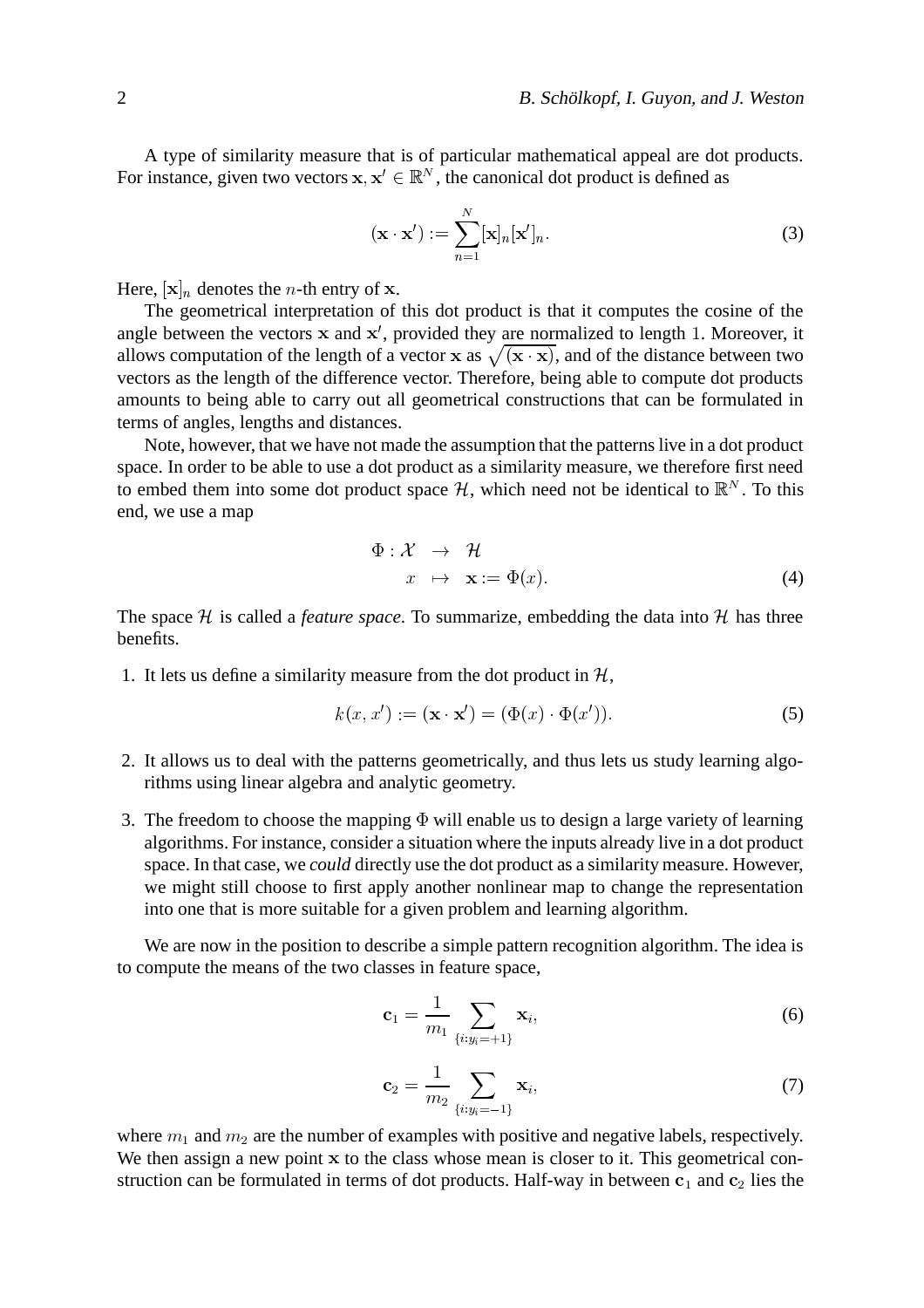A type of similarity measure that is of particular mathematical appeal are dot products. For instance, given two vectors $\mathbf{x}, \mathbf{x}' \in \mathbb{R}^N$, the canonical dot product is defined as

$$(\mathbf{x} \cdot \mathbf{x}') := \sum_{n=1}^{N} [\mathbf{x}]_n [\mathbf{x}']_n. \tag{3}$$

Here, $[\mathbf{x}]_n$ denotes the $n$-th entry of $\mathbf{x}$.

The geometrical interpretation of this dot product is that it computes the cosine of the angle between the vectors $\mathbf{x}$ and $\mathbf{x}'$, provided they are normalized to length 1. Moreover, it allows computation of the length of a vector $\mathbf{x}$ as $\sqrt{(\mathbf{x} \cdot \mathbf{x})}$, and of the distance between two vectors as the length of the difference vector. Therefore, being able to compute dot products amounts to being able to carry out all geometrical constructions that can be formulated in terms of angles, lengths and distances.

Note, however, that we have not made the assumption that the patterns live in a dot product space. In order to be able to use a dot product as a similarity measure, we therefore first need to embed them into some dot product space $\mathcal{H}$, which need not be identical to $\mathbb{R}^N$. To this end, we use a map

$$\begin{aligned} \Phi : \mathcal{X} &\rightarrow \mathcal{H} \\ x &\mapsto \mathbf{x} := \Phi(x). \end{aligned} \tag{4}$$

The space $\mathcal{H}$ is called a *feature space*. To summarize, embedding the data into $\mathcal{H}$ has three benefits.

1. It lets us define a similarity measure from the dot product in $\mathcal{H}$,

$$k(x, x') := (\mathbf{x} \cdot \mathbf{x}') = (\Phi(x) \cdot \Phi(x')). \tag{5}$$

2. It allows us to deal with the patterns geometrically, and thus lets us study learning algorithms using linear algebra and analytic geometry.
3. The freedom to choose the mapping $\Phi$ will enable us to design a large variety of learning algorithms. For instance, consider a situation where the inputs already live in a dot product space. In that case, we *could* directly use the dot product as a similarity measure. However, we might still choose to first apply another nonlinear map to change the representation into one that is more suitable for a given problem and learning algorithm.

We are now in the position to describe a simple pattern recognition algorithm. The idea is to compute the means of the two classes in feature space,

$$\mathbf{c}_1 = \frac{1}{m_1} \sum_{\{i : y_i = +1\}} \mathbf{x}_i, \tag{6}$$

$$\mathbf{c}_2 = \frac{1}{m_2} \sum_{\{i : y_i = -1\}} \mathbf{x}_i, \tag{7}$$

where $m_1$ and $m_2$ are the number of examples with positive and negative labels, respectively. We then assign a new point $\mathbf{x}$ to the class whose mean is closer to it. This geometrical construction can be formulated in terms of dot products. Half-way in between $\mathbf{c}_1$ and $\mathbf{c}_2$ lies the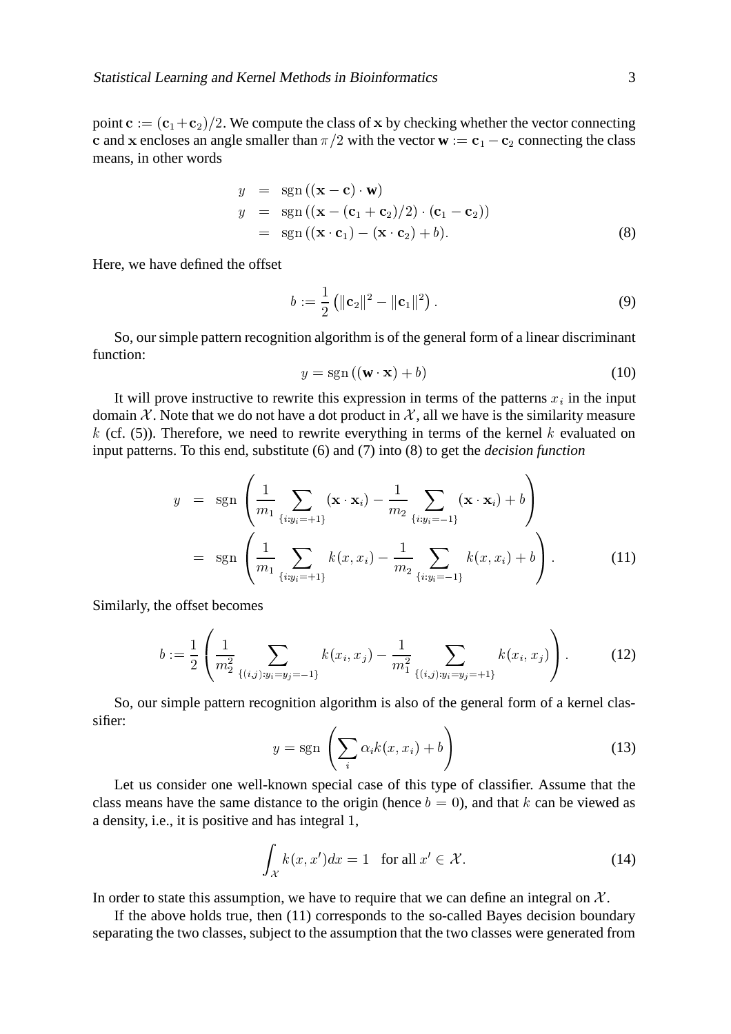point $\mathbf{c} := (\mathbf{c}_1 + \mathbf{c}_2)/2$. We compute the class of $\mathbf{x}$ by checking whether the vector connecting $\mathbf{c}$ and $\mathbf{x}$ encloses an angle smaller than $\pi/2$ with the vector $\mathbf{w} := \mathbf{c}_1 - \mathbf{c}_2$ connecting the class means, in other words

$$
\begin{aligned}
y &= \operatorname{sgn}\left((\mathbf{x} - \mathbf{c}) \cdot \mathbf{w}\right) \\
y &= \operatorname{sgn}\left((\mathbf{x} - (\mathbf{c}_1 + \mathbf{c}_2)/2) \cdot (\mathbf{c}_1 - \mathbf{c}_2)\right) \\
&= \operatorname{sgn}\left((\mathbf{x} \cdot \mathbf{c}_1) - (\mathbf{x} \cdot \mathbf{c}_2) + b\right). \qquad (8)
\end{aligned}
$$

Here, we have defined the offset

$$
b := \frac{1}{2}\left(\|\mathbf{c}_2\|^2 - \|\mathbf{c}_1\|^2\right). \qquad (9)
$$

So, our simple pattern recognition algorithm is of the general form of a linear discriminant function:

$$
y = \operatorname{sgn}\left((\mathbf{w} \cdot \mathbf{x}) + b\right) \qquad (10)
$$

It will prove instructive to rewrite this expression in terms of the patterns $x_i$ in the input domain $\mathcal{X}$. Note that we do not have a dot product in $\mathcal{X}$, all we have is the similarity measure $k$ (cf. (5)). Therefore, we need to rewrite everything in terms of the kernel $k$ evaluated on input patterns. To this end, substitute (6) and (7) into (8) to get the *decision function*

$$
\begin{aligned}
y &= \operatorname{sgn}\left(\frac{1}{m_1}\sum_{\{i:y_i=+1\}}(\mathbf{x}\cdot\mathbf{x}_i) - \frac{1}{m_2}\sum_{\{i:y_i=-1\}}(\mathbf{x}\cdot\mathbf{x}_i) + b\right) \\
&= \operatorname{sgn}\left(\frac{1}{m_1}\sum_{\{i:y_i=+1\}}k(x,x_i) - \frac{1}{m_2}\sum_{\{i:y_i=-1\}}k(x,x_i) + b\right). \qquad (11)
\end{aligned}
$$

Similarly, the offset becomes

$$
b := \frac{1}{2}\left(\frac{1}{m_2^2}\sum_{\{(i,j):y_i=y_j=-1\}}k(x_i,x_j) - \frac{1}{m_1^2}\sum_{\{(i,j):y_i=y_j=+1\}}k(x_i,x_j)\right). \qquad (12)
$$

So, our simple pattern recognition algorithm is also of the general form of a kernel classifier:

$$
y = \operatorname{sgn}\left(\sum_i \alpha_i k(x,x_i) + b\right) \qquad (13)
$$

Let us consider one well-known special case of this type of classifier. Assume that the class means have the same distance to the origin (hence $b = 0$), and that $k$ can be viewed as a density, i.e., it is positive and has integral 1,

$$
\int_{\mathcal{X}} k(x,x')dx = 1 \quad \text{for all } x' \in \mathcal{X}. \qquad (14)
$$

In order to state this assumption, we have to require that we can define an integral on $\mathcal{X}$.

If the above holds true, then (11) corresponds to the so-called Bayes decision boundary separating the two classes, subject to the assumption that the two classes were generated from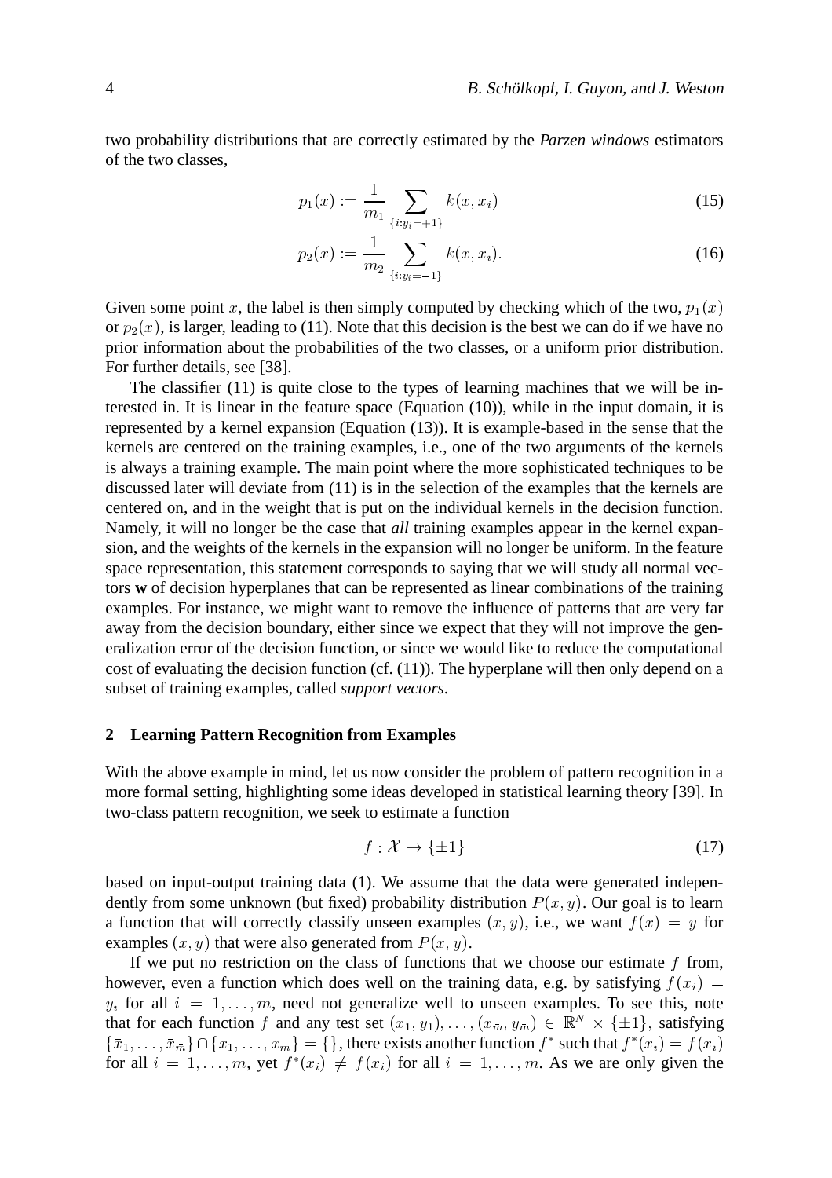two probability distributions that are correctly estimated by the *Parzen windows* estimators of the two classes,

$$p_1(x) := \frac{1}{m_1} \sum_{\{i:y_i=+1\}} k(x, x_i) \tag{15}$$

$$p_2(x) := \frac{1}{m_2} \sum_{\{i:y_i=-1\}} k(x, x_i). \tag{16}$$

Given some point $x$, the label is then simply computed by checking which of the two, $p_1(x)$ or $p_2(x)$, is larger, leading to (11). Note that this decision is the best we can do if we have no prior information about the probabilities of the two classes, or a uniform prior distribution. For further details, see [38].

The classifier (11) is quite close to the types of learning machines that we will be interested in. It is linear in the feature space (Equation (10)), while in the input domain, it is represented by a kernel expansion (Equation (13)). It is example-based in the sense that the kernels are centered on the training examples, i.e., one of the two arguments of the kernels is always a training example. The main point where the more sophisticated techniques to be discussed later will deviate from (11) is in the selection of the examples that the kernels are centered on, and in the weight that is put on the individual kernels in the decision function. Namely, it will no longer be the case that *all* training examples appear in the kernel expansion, and the weights of the kernels in the expansion will no longer be uniform. In the feature space representation, this statement corresponds to saying that we will study all normal vectors $\mathbf{w}$ of decision hyperplanes that can be represented as linear combinations of the training examples. For instance, we might want to remove the influence of patterns that are very far away from the decision boundary, either since we expect that they will not improve the generalization error of the decision function, or since we would like to reduce the computational cost of evaluating the decision function (cf. (11)). The hyperplane will then only depend on a subset of training examples, called *support vectors*.

## 2 Learning Pattern Recognition from Examples

With the above example in mind, let us now consider the problem of pattern recognition in a more formal setting, highlighting some ideas developed in statistical learning theory [39]. In two-class pattern recognition, we seek to estimate a function

$$f : \mathcal{X} \to \{\pm 1\} \tag{17}$$

based on input-output training data (1). We assume that the data were generated independently from some unknown (but fixed) probability distribution $P(x, y)$. Our goal is to learn a function that will correctly classify unseen examples $(x, y)$, i.e., we want $f(x) = y$ for examples $(x, y)$ that were also generated from $P(x, y)$.

If we put no restriction on the class of functions that we choose our estimate $f$ from, however, even a function which does well on the training data, e.g. by satisfying $f(x_i) = y_i$ for all $i = 1, \dots, m$, need not generalize well to unseen examples. To see this, note that for each function $f$ and any test set $(\bar{x}_1, \bar{y}_1), \dots, (\bar{x}_{\bar{m}}, \bar{y}_{\bar{m}}) \in \mathbb{R}^N \times \{\pm 1\}$, satisfying $\{\bar{x}_1, \dots, \bar{x}_{\bar{m}}\} \cap \{x_1, \dots, x_m\} = \{\}$, there exists another function $f^*$ such that $f^*(x_i) = f(x_i)$ for all $i = 1, \dots, m$, yet $f^*(\bar{x}_i) \neq f(\bar{x}_i)$ for all $i = 1, \dots, \bar{m}$. As we are only given the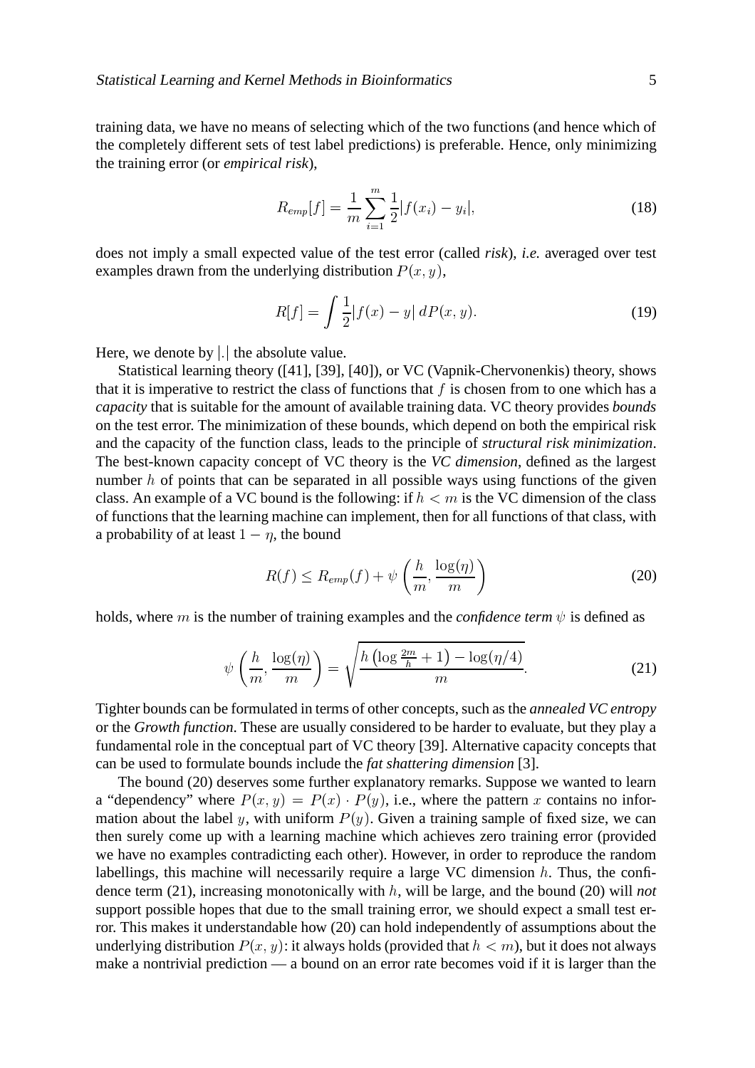training data, we have no means of selecting which of the two functions (and hence which of the completely different sets of test label predictions) is preferable. Hence, only minimizing the training error (or *empirical risk*),

$$R_{emp}[f] = \frac{1}{m}\sum_{i=1}^{m}\frac{1}{2}|f(x_i) - y_i|, \tag{18}$$

does not imply a small expected value of the test error (called *risk*), *i.e.* averaged over test examples drawn from the underlying distribution $P(x, y)$,

$$R[f] = \int \frac{1}{2}|f(x) - y| \, dP(x, y). \tag{19}$$

Here, we denote by $|.|$ the absolute value.

Statistical learning theory ([41], [39], [40]), or VC (Vapnik-Chervonenkis) theory, shows that it is imperative to restrict the class of functions that $f$ is chosen from to one which has a *capacity* that is suitable for the amount of available training data. VC theory provides *bounds* on the test error. The minimization of these bounds, which depend on both the empirical risk and the capacity of the function class, leads to the principle of *structural risk minimization*. The best-known capacity concept of VC theory is the *VC dimension*, defined as the largest number $h$ of points that can be separated in all possible ways using functions of the given class. An example of a VC bound is the following: if $h < m$ is the VC dimension of the class of functions that the learning machine can implement, then for all functions of that class, with a probability of at least $1 - \eta$, the bound

$$R(f) \leq R_{emp}(f) + \psi\left(\frac{h}{m}, \frac{\log(\eta)}{m}\right) \tag{20}$$

holds, where $m$ is the number of training examples and the *confidence term* $\psi$ is defined as

$$\psi\left(\frac{h}{m}, \frac{\log(\eta)}{m}\right) = \sqrt{\frac{h\left(\log\frac{2m}{h} + 1\right) - \log(\eta/4)}{m}}. \tag{21}$$

Tighter bounds can be formulated in terms of other concepts, such as the *annealed VC entropy* or the *Growth function*. These are usually considered to be harder to evaluate, but they play a fundamental role in the conceptual part of VC theory [39]. Alternative capacity concepts that can be used to formulate bounds include the *fat shattering dimension* [3].

The bound (20) deserves some further explanatory remarks. Suppose we wanted to learn a "dependency" where $P(x, y) = P(x) \cdot P(y)$, i.e., where the pattern $x$ contains no information about the label $y$, with uniform $P(y)$. Given a training sample of fixed size, we can then surely come up with a learning machine which achieves zero training error (provided we have no examples contradicting each other). However, in order to reproduce the random labellings, this machine will necessarily require a large VC dimension $h$. Thus, the confidence term (21), increasing monotonically with $h$, will be large, and the bound (20) will *not* support possible hopes that due to the small training error, we should expect a small test error. This makes it understandable how (20) can hold independently of assumptions about the underlying distribution $P(x, y)$: it always holds (provided that $h < m$), but it does not always make a nontrivial prediction — a bound on an error rate becomes void if it is larger than the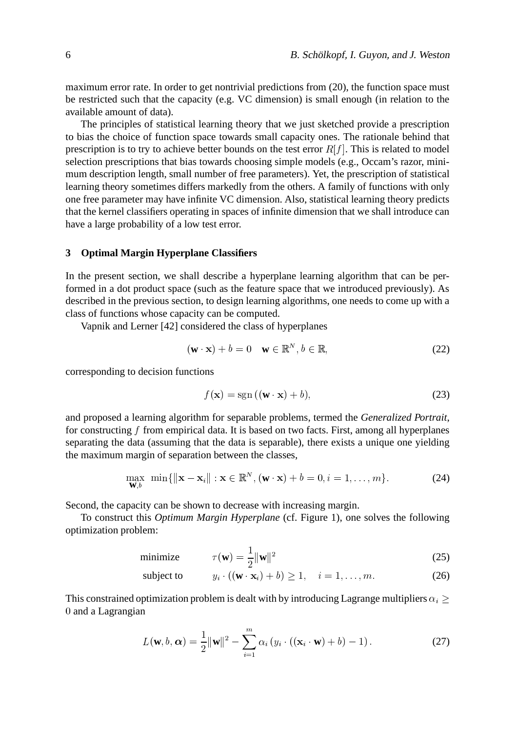maximum error rate. In order to get nontrivial predictions from (20), the function space must be restricted such that the capacity (e.g. VC dimension) is small enough (in relation to the available amount of data).

The principles of statistical learning theory that we just sketched provide a prescription to bias the choice of function space towards small capacity ones. The rationale behind that prescription is to try to achieve better bounds on the test error $R[f]$. This is related to model selection prescriptions that bias towards choosing simple models (e.g., Occam's razor, minimum description length, small number of free parameters). Yet, the prescription of statistical learning theory sometimes differs markedly from the others. A family of functions with only one free parameter may have infinite VC dimension. Also, statistical learning theory predicts that the kernel classifiers operating in spaces of infinite dimension that we shall introduce can have a large probability of a low test error.

## 3 Optimal Margin Hyperplane Classifiers

In the present section, we shall describe a hyperplane learning algorithm that can be performed in a dot product space (such as the feature space that we introduced previously). As described in the previous section, to design learning algorithms, one needs to come up with a class of functions whose capacity can be computed.

Vapnik and Lerner [42] considered the class of hyperplanes

$$(\mathbf{w} \cdot \mathbf{x}) + b = 0 \quad \mathbf{w} \in \mathbb{R}^N, b \in \mathbb{R}, \tag{22}$$

corresponding to decision functions

$$f(\mathbf{x}) = \operatorname{sgn}((\mathbf{w} \cdot \mathbf{x}) + b), \tag{23}$$

and proposed a learning algorithm for separable problems, termed the *Generalized Portrait*, for constructing $f$ from empirical data. It is based on two facts. First, among all hyperplanes separating the data (assuming that the data is separable), there exists a unique one yielding the maximum margin of separation between the classes,

$$\max_{\mathbf{w},b} \ \min\{\|\mathbf{x} - \mathbf{x}_i\| : \mathbf{x} \in \mathbb{R}^N, (\mathbf{w} \cdot \mathbf{x}) + b = 0, i = 1, \ldots, m\}. \tag{24}$$

Second, the capacity can be shown to decrease with increasing margin.

To construct this *Optimum Margin Hyperplane* (cf. Figure 1), one solves the following optimization problem:

$$\text{minimize} \qquad \tau(\mathbf{w}) = \frac{1}{2}\|\mathbf{w}\|^2 \tag{25}$$

$$\text{subject to} \qquad y_i \cdot ((\mathbf{w} \cdot \mathbf{x}_i) + b) \geq 1, \quad i = 1, \ldots, m. \tag{26}$$

This constrained optimization problem is dealt with by introducing Lagrange multipliers $\alpha_i \geq 0$ and a Lagrangian

$$L(\mathbf{w}, b, \boldsymbol{\alpha}) = \frac{1}{2}\|\mathbf{w}\|^2 - \sum_{i=1}^{m} \alpha_i \left( y_i \cdot ((\mathbf{x}_i \cdot \mathbf{w}) + b) - 1 \right). \tag{27}$$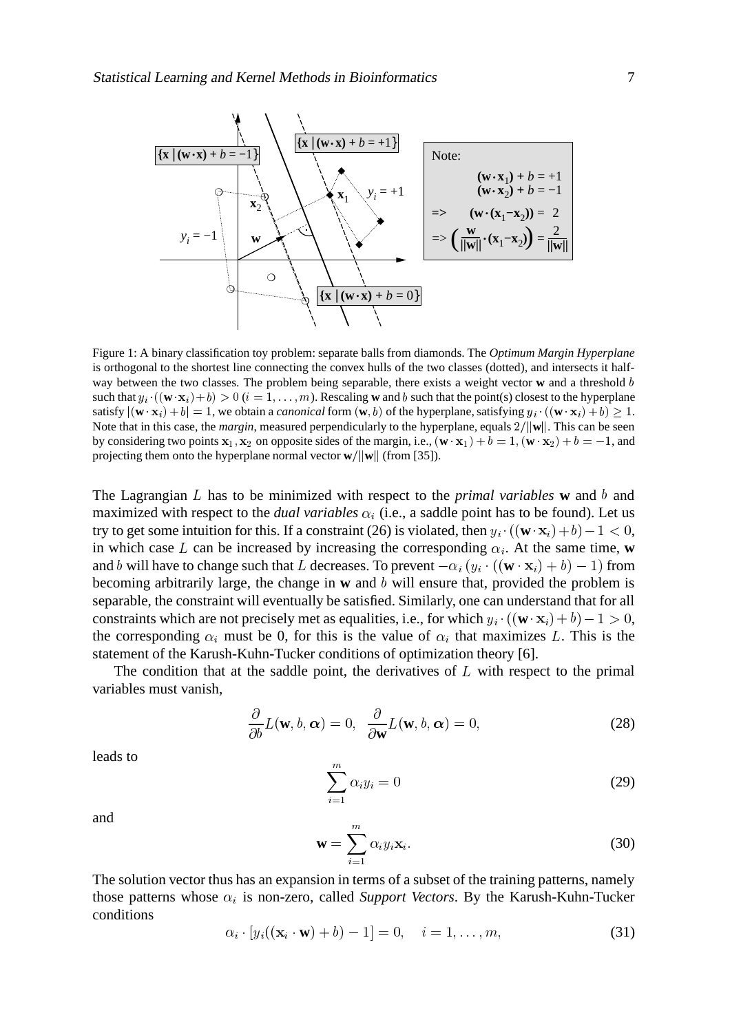Figure 1: A binary classification toy problem: separate balls from diamonds. The *Optimum Margin Hyperplane* is orthogonal to the shortest line connecting the convex hulls of the two classes (dotted), and intersects it half-way between the two classes. The problem being separable, there exists a weight vector $\mathbf{w}$ and a threshold $b$ such that $y_i \cdot ((\mathbf{w} \cdot \mathbf{x}_i) + b) > 0$ $(i = 1, \ldots, m)$. Rescaling $\mathbf{w}$ and $b$ such that the point(s) closest to the hyperplane satisfy $|(\mathbf{w} \cdot \mathbf{x}_i) + b| = 1$, we obtain a *canonical* form $(\mathbf{w}, b)$ of the hyperplane, satisfying $y_i \cdot ((\mathbf{w} \cdot \mathbf{x}_i) + b) \geq 1$. Note that in this case, the *margin*, measured perpendicularly to the hyperplane, equals $2/\|\mathbf{w}\|$. This can be seen by considering two points $\mathbf{x}_1, \mathbf{x}_2$ on opposite sides of the margin, i.e., $(\mathbf{w} \cdot \mathbf{x}_1) + b = 1$, $(\mathbf{w} \cdot \mathbf{x}_2) + b = -1$, and projecting them onto the hyperplane normal vector $\mathbf{w}/\|\mathbf{w}\|$ (from [35]).

The Lagrangian $L$ has to be minimized with respect to the *primal variables* $\mathbf{w}$ and $b$ and maximized with respect to the *dual variables* $\alpha_i$ (i.e., a saddle point has to be found). Let us try to get some intuition for this. If a constraint (26) is violated, then $y_i \cdot ((\mathbf{w} \cdot \mathbf{x}_i) + b) - 1 < 0$, in which case $L$ can be increased by increasing the corresponding $\alpha_i$. At the same time, $\mathbf{w}$ and $b$ will have to change such that $L$ decreases. To prevent $-\alpha_i \, (y_i \cdot ((\mathbf{w} \cdot \mathbf{x}_i) + b) - 1)$ from becoming arbitrarily large, the change in $\mathbf{w}$ and $b$ will ensure that, provided the problem is separable, the constraint will eventually be satisfied. Similarly, one can understand that for all constraints which are not precisely met as equalities, i.e., for which $y_i \cdot ((\mathbf{w} \cdot \mathbf{x}_i) + b) - 1 > 0$, the corresponding $\alpha_i$ must be 0, for this is the value of $\alpha_i$ that maximizes $L$. This is the statement of the Karush-Kuhn-Tucker conditions of optimization theory [6].

The condition that at the saddle point, the derivatives of $L$ with respect to the primal variables must vanish,

$$\frac{\partial}{\partial b} L(\mathbf{w}, b, \boldsymbol{\alpha}) = 0, \quad \frac{\partial}{\partial \mathbf{w}} L(\mathbf{w}, b, \boldsymbol{\alpha}) = 0, \tag{28}$$

leads to

$$\sum_{i=1}^{m} \alpha_i y_i = 0 \tag{29}$$

and

$$\mathbf{w} = \sum_{i=1}^{m} \alpha_i y_i \mathbf{x}_i. \tag{30}$$

The solution vector thus has an expansion in terms of a subset of the training patterns, namely those patterns whose $\alpha_i$ is non-zero, called *Support Vectors*. By the Karush-Kuhn-Tucker conditions

$$\alpha_i \cdot \left[ y_i((\mathbf{x}_i \cdot \mathbf{w}) + b) - 1 \right] = 0, \quad i = 1, \ldots, m, \tag{31}$$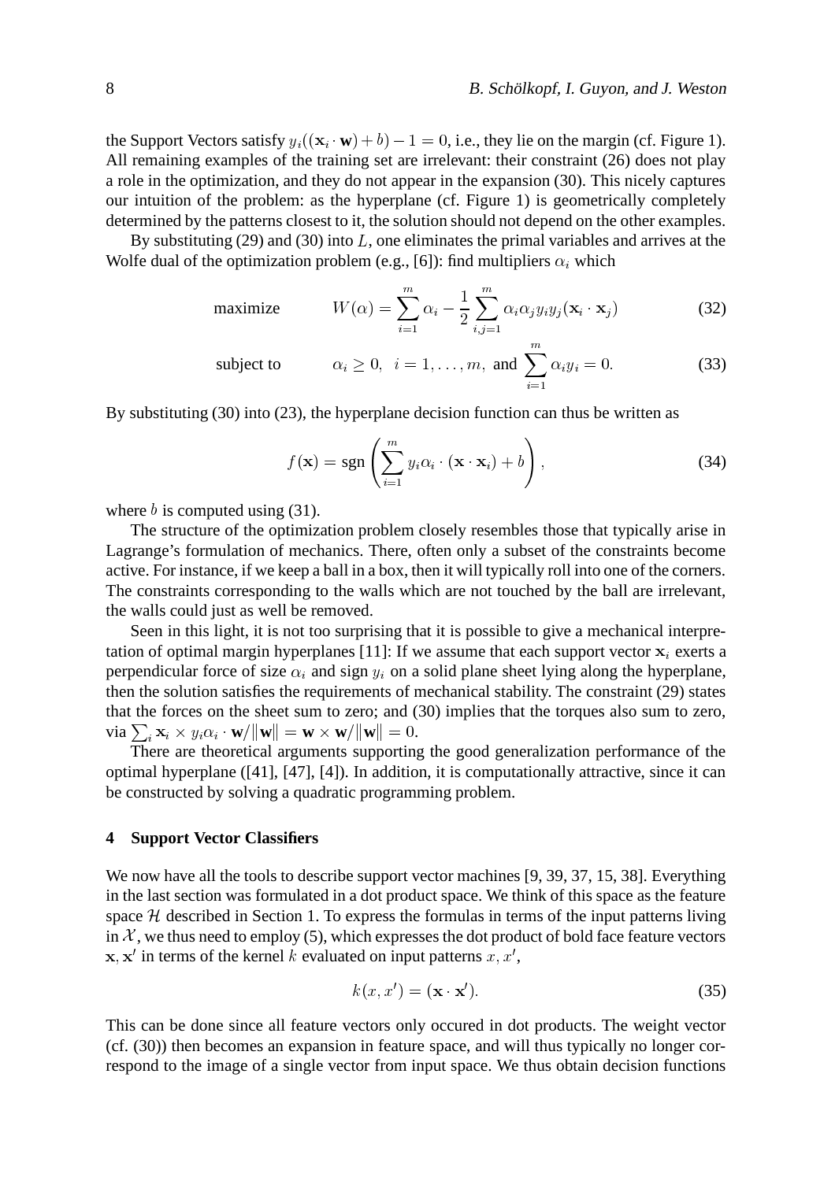the Support Vectors satisfy $y_i((\mathbf{x}_i \cdot \mathbf{w}) + b) - 1 = 0$, i.e., they lie on the margin (cf. Figure 1). All remaining examples of the training set are irrelevant: their constraint (26) does not play a role in the optimization, and they do not appear in the expansion (30). This nicely captures our intuition of the problem: as the hyperplane (cf. Figure 1) is geometrically completely determined by the patterns closest to it, the solution should not depend on the other examples.

By substituting (29) and (30) into $L$, one eliminates the primal variables and arrives at the Wolfe dual of the optimization problem (e.g., [6]): find multipliers $\alpha_i$ which

$$\text{maximize} \qquad W(\alpha) = \sum_{i=1}^{m} \alpha_i - \frac{1}{2} \sum_{i,j=1}^{m} \alpha_i \alpha_j y_i y_j (\mathbf{x}_i \cdot \mathbf{x}_j) \tag{32}$$

$$\text{subject to} \qquad \alpha_i \geq 0, \;\; i = 1, \ldots, m, \text{ and } \sum_{i=1}^{m} \alpha_i y_i = 0. \tag{33}$$

By substituting (30) into (23), the hyperplane decision function can thus be written as

$$f(\mathbf{x}) = \text{sgn}\left( \sum_{i=1}^{m} y_i \alpha_i \cdot (\mathbf{x} \cdot \mathbf{x}_i) + b \right), \tag{34}$$

where $b$ is computed using (31).

The structure of the optimization problem closely resembles those that typically arise in Lagrange's formulation of mechanics. There, often only a subset of the constraints become active. For instance, if we keep a ball in a box, then it will typically roll into one of the corners. The constraints corresponding to the walls which are not touched by the ball are irrelevant, the walls could just as well be removed.

Seen in this light, it is not too surprising that it is possible to give a mechanical interpretation of optimal margin hyperplanes [11]: If we assume that each support vector $\mathbf{x}_i$ exerts a perpendicular force of size $\alpha_i$ and sign $y_i$ on a solid plane sheet lying along the hyperplane, then the solution satisfies the requirements of mechanical stability. The constraint (29) states that the forces on the sheet sum to zero; and (30) implies that the torques also sum to zero, via $\sum_i \mathbf{x}_i \times y_i \alpha_i \cdot \mathbf{w}/\|\mathbf{w}\| = \mathbf{w} \times \mathbf{w}/\|\mathbf{w}\| = 0$.

There are theoretical arguments supporting the good generalization performance of the optimal hyperplane ([41], [47], [4]). In addition, it is computationally attractive, since it can be constructed by solving a quadratic programming problem.

## 4 Support Vector Classifiers

We now have all the tools to describe support vector machines [9, 39, 37, 15, 38]. Everything in the last section was formulated in a dot product space. We think of this space as the feature space $\mathcal{H}$ described in Section 1. To express the formulas in terms of the input patterns living in $\mathcal{X}$, we thus need to employ (5), which expresses the dot product of bold face feature vectors $\mathbf{x}, \mathbf{x}'$ in terms of the kernel $k$ evaluated on input patterns $x, x'$,

$$k(x, x') = (\mathbf{x} \cdot \mathbf{x}'). \tag{35}$$

This can be done since all feature vectors only occured in dot products. The weight vector (cf. (30)) then becomes an expansion in feature space, and will thus typically no longer correspond to the image of a single vector from input space. We thus obtain decision functions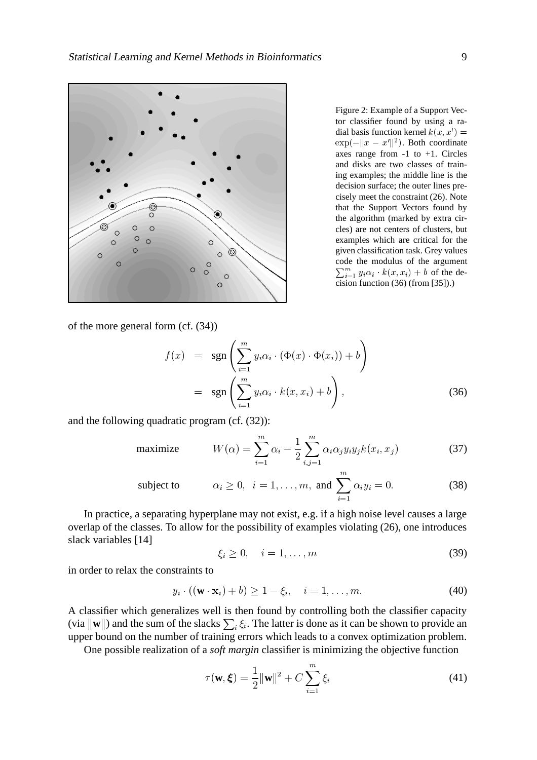Figure 2: Example of a Support Vector classifier found by using a radial basis function kernel $k(x, x') = \exp(-\|x - x'\|^2)$. Both coordinate axes range from -1 to +1. Circles and disks are two classes of training examples; the middle line is the decision surface; the outer lines precisely meet the constraint (26). Note that the Support Vectors found by the algorithm (marked by extra circles) are not centers of clusters, but examples which are critical for the given classification task. Grey values code the modulus of the argument $\sum_{i=1}^{m} y_i\alpha_i \cdot k(x, x_i) + b$ of the decision function (36) (from [35]).)

of the more general form (cf. (34))

$$
\begin{aligned}
f(x) &= \operatorname{sgn}\left(\sum_{i=1}^{m} y_i\alpha_i \cdot (\Phi(x) \cdot \Phi(x_i)) + b\right) \\
&= \operatorname{sgn}\left(\sum_{i=1}^{m} y_i\alpha_i \cdot k(x, x_i) + b\right), \qquad (36)
\end{aligned}
$$

and the following quadratic program (cf. (32)):

$$
\text{maximize} \qquad W(\alpha) = \sum_{i=1}^{m} \alpha_i - \frac{1}{2}\sum_{i,j=1}^{m} \alpha_i\alpha_j y_i y_j k(x_i, x_j) \qquad (37)
$$

$$
\text{subject to} \qquad \alpha_i \geq 0, \;\; i = 1, \ldots, m, \text{ and } \sum_{i=1}^{m} \alpha_i y_i = 0. \qquad (38)
$$

In practice, a separating hyperplane may not exist, e.g. if a high noise level causes a large overlap of the classes. To allow for the possibility of examples violating (26), one introduces slack variables [14]

$$
\xi_i \geq 0, \quad i = 1, \ldots, m \qquad (39)
$$

in order to relax the constraints to

$$
y_i \cdot ((\mathbf{w} \cdot \mathbf{x}_i) + b) \geq 1 - \xi_i, \quad i = 1, \ldots, m. \qquad (40)
$$

A classifier which generalizes well is then found by controlling both the classifier capacity (via $\|\mathbf{w}\|$) and the sum of the slacks $\sum_i \xi_i$. The latter is done as it can be shown to provide an upper bound on the number of training errors which leads to a convex optimization problem.

One possible realization of a *soft margin* classifier is minimizing the objective function

$$
\tau(\mathbf{w}, \boldsymbol{\xi}) = \frac{1}{2}\|\mathbf{w}\|^2 + C\sum_{i=1}^{m} \xi_i \qquad (41)
$$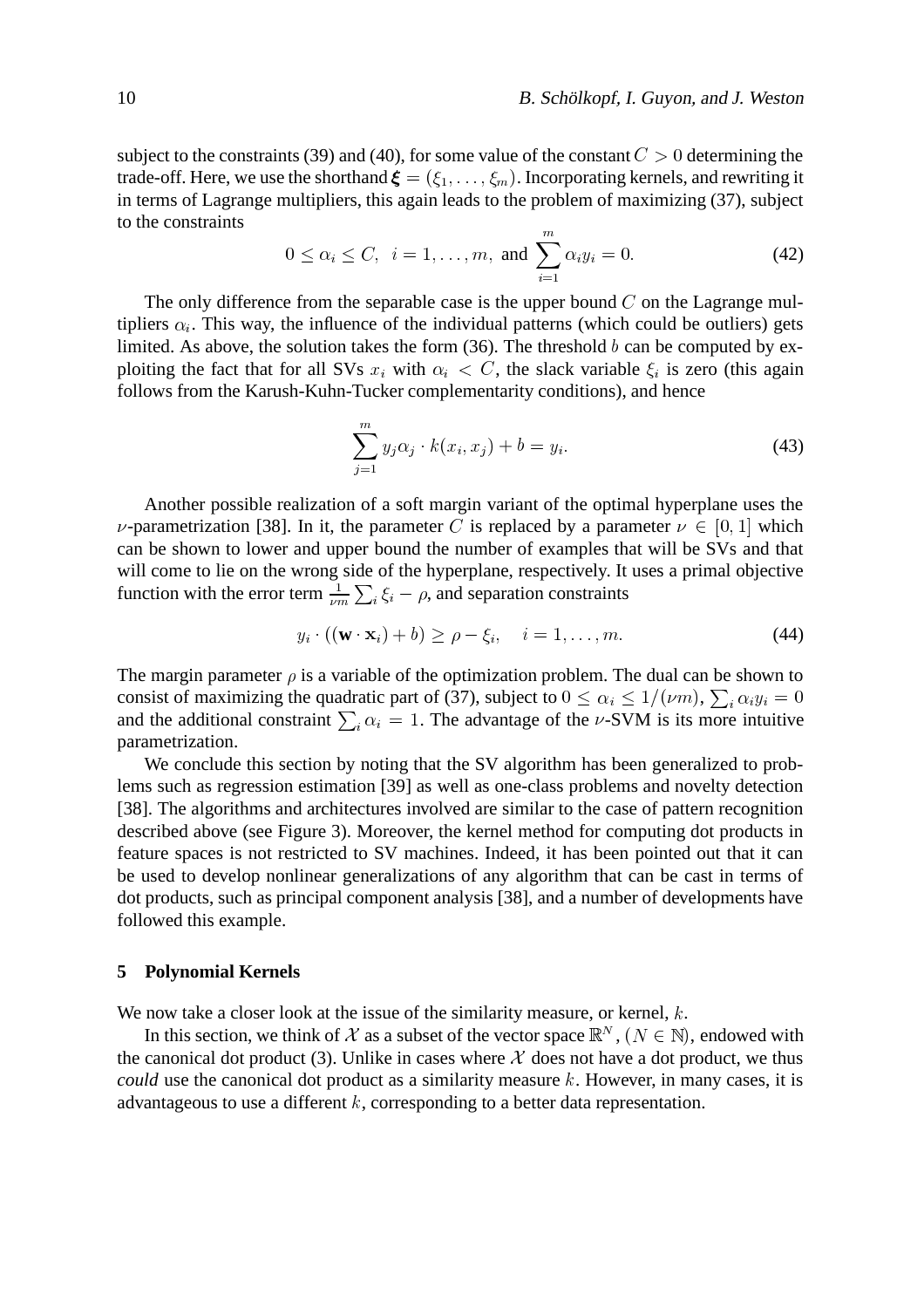subject to the constraints (39) and (40), for some value of the constant $C > 0$ determining the trade-off. Here, we use the shorthand $\boldsymbol{\xi} = (\xi_1, \ldots, \xi_m)$. Incorporating kernels, and rewriting it in terms of Lagrange multipliers, this again leads to the problem of maximizing (37), subject to the constraints

$$0 \leq \alpha_i \leq C, \ \ i = 1, \ldots, m, \text{ and } \sum_{i=1}^{m} \alpha_i y_i = 0. \tag{42}$$

The only difference from the separable case is the upper bound $C$ on the Lagrange multipliers $\alpha_i$. This way, the influence of the individual patterns (which could be outliers) gets limited. As above, the solution takes the form (36). The threshold $b$ can be computed by exploiting the fact that for all SVs $x_i$ with $\alpha_i < C$, the slack variable $\xi_i$ is zero (this again follows from the Karush-Kuhn-Tucker complementarity conditions), and hence

$$\sum_{j=1}^{m} y_j \alpha_j \cdot k(x_i, x_j) + b = y_i. \tag{43}$$

Another possible realization of a soft margin variant of the optimal hyperplane uses the $\nu$-parametrization [38]. In it, the parameter $C$ is replaced by a parameter $\nu \in [0, 1]$ which can be shown to lower and upper bound the number of examples that will be SVs and that will come to lie on the wrong side of the hyperplane, respectively. It uses a primal objective function with the error term $\frac{1}{\nu m} \sum_i \xi_i - \rho$, and separation constraints

$$y_i \cdot ((\mathbf{w} \cdot \mathbf{x}_i) + b) \geq \rho - \xi_i, \quad i = 1, \ldots, m. \tag{44}$$

The margin parameter $\rho$ is a variable of the optimization problem. The dual can be shown to consist of maximizing the quadratic part of (37), subject to $0 \leq \alpha_i \leq 1/(\nu m)$, $\sum_i \alpha_i y_i = 0$ and the additional constraint $\sum_i \alpha_i = 1$. The advantage of the $\nu$-SVM is its more intuitive parametrization.

We conclude this section by noting that the SV algorithm has been generalized to problems such as regression estimation [39] as well as one-class problems and novelty detection [38]. The algorithms and architectures involved are similar to the case of pattern recognition described above (see Figure 3). Moreover, the kernel method for computing dot products in feature spaces is not restricted to SV machines. Indeed, it has been pointed out that it can be used to develop nonlinear generalizations of any algorithm that can be cast in terms of dot products, such as principal component analysis [38], and a number of developments have followed this example.

## 5 Polynomial Kernels

We now take a closer look at the issue of the similarity measure, or kernel, $k$.

In this section, we think of $\mathcal{X}$ as a subset of the vector space $\mathbb{R}^N$, ($N \in \mathbb{N}$), endowed with the canonical dot product (3). Unlike in cases where $\mathcal{X}$ does not have a dot product, we thus *could* use the canonical dot product as a similarity measure $k$. However, in many cases, it is advantageous to use a different $k$, corresponding to a better data representation.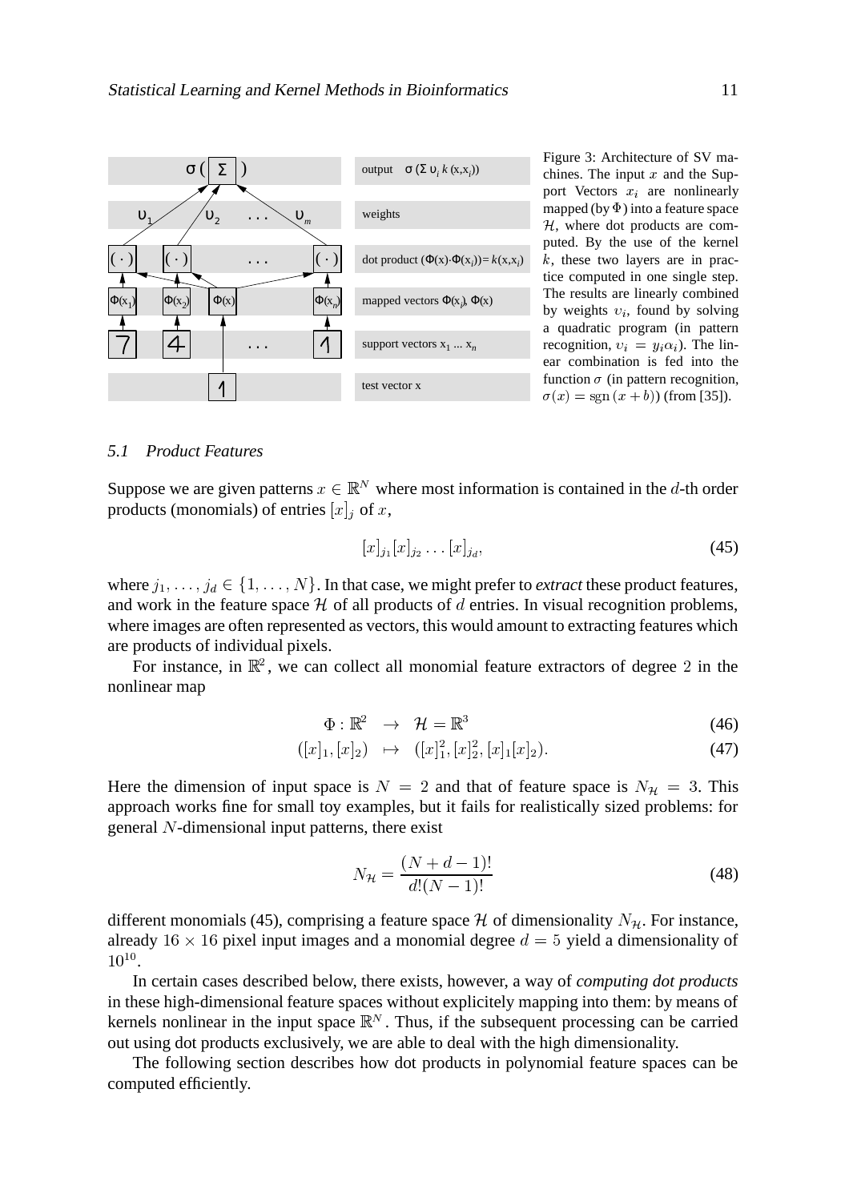Figure 3: Architecture of SV machines. The input $x$ and the Support Vectors $x_i$ are nonlinearly mapped (by $\Phi$) into a feature space $\mathcal{H}$, where dot products are computed. By the use of the kernel $k$, these two layers are in practice computed in one single step. The results are linearly combined by weights $\upsilon_i$, found by solving a quadratic program (in pattern recognition, $\upsilon_i = y_i \alpha_i$). The linear combination is fed into the function $\sigma$ (in pattern recognition, $\sigma(x) = \operatorname{sgn}(x + b)$) (from [35]).

### 5.1 Product Features

Suppose we are given patterns $x \in \mathbb{R}^N$ where most information is contained in the $d$-th order products (monomials) of entries $[x]_j$ of $x$,

$$[x]_{j_1}[x]_{j_2} \ldots [x]_{j_d}, \tag{45}$$

where $j_1, \ldots, j_d \in \{1, \ldots, N\}$. In that case, we might prefer to *extract* these product features, and work in the feature space $\mathcal{H}$ of all products of $d$ entries. In visual recognition problems, where images are often represented as vectors, this would amount to extracting features which are products of individual pixels.

For instance, in $\mathbb{R}^2$, we can collect all monomial feature extractors of degree 2 in the nonlinear map

$$\Phi : \mathbb{R}^2 \quad \to \quad \mathcal{H} = \mathbb{R}^3 \tag{46}$$

$$([x]_1, [x]_2) \quad \mapsto \quad ([x]_1^2, [x]_2^2, [x]_1[x]_2). \tag{47}$$

Here the dimension of input space is $N = 2$ and that of feature space is $N_{\mathcal{H}} = 3$. This approach works fine for small toy examples, but it fails for realistically sized problems: for general $N$-dimensional input patterns, there exist

$$N_{\mathcal{H}} = \frac{(N + d - 1)!}{d!(N - 1)!} \tag{48}$$

different monomials (45), comprising a feature space $\mathcal{H}$ of dimensionality $N_{\mathcal{H}}$. For instance, already $16 \times 16$ pixel input images and a monomial degree $d = 5$ yield a dimensionality of $10^{10}$.

In certain cases described below, there exists, however, a way of *computing dot products* in these high-dimensional feature spaces without explicitely mapping into them: by means of kernels nonlinear in the input space $\mathbb{R}^N$. Thus, if the subsequent processing can be carried out using dot products exclusively, we are able to deal with the high dimensionality.

The following section describes how dot products in polynomial feature spaces can be computed efficiently.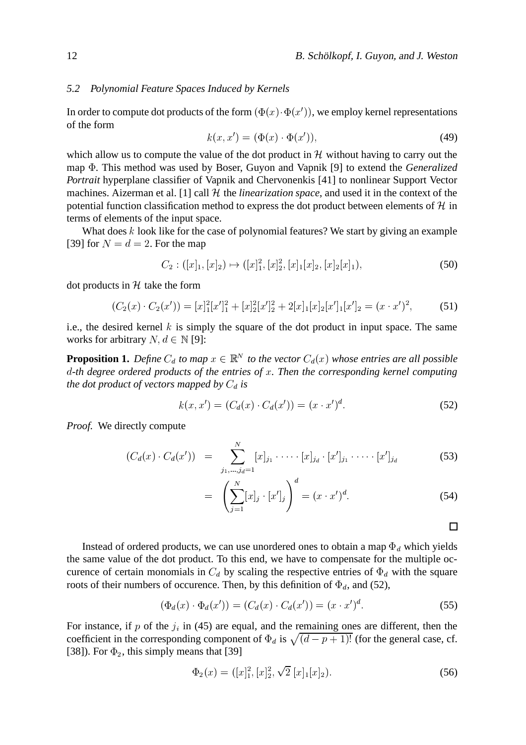### 5.2 Polynomial Feature Spaces Induced by Kernels

In order to compute dot products of the form $(\Phi(x) \cdot \Phi(x'))$, we employ kernel representations of the form

$$k(x, x') = (\Phi(x) \cdot \Phi(x')), \tag{49}$$

which allow us to compute the value of the dot product in $\mathcal{H}$ without having to carry out the map $\Phi$. This method was used by Boser, Guyon and Vapnik [9] to extend the *Generalized Portrait* hyperplane classifier of Vapnik and Chervonenkis [41] to nonlinear Support Vector machines. Aizerman et al. [1] call $\mathcal{H}$ the *linearization space*, and used it in the context of the potential function classification method to express the dot product between elements of $\mathcal{H}$ in terms of elements of the input space.

What does $k$ look like for the case of polynomial features? We start by giving an example [39] for $N = d = 2$. For the map

$$C_2 : ([x]_1, [x]_2) \mapsto ([x]_1^2, [x]_2^2, [x]_1[x]_2, [x]_2[x]_1), \tag{50}$$

dot products in $\mathcal{H}$ take the form

$$(C_2(x) \cdot C_2(x')) = [x]_1^2[x']_1^2 + [x]_2^2[x']_2^2 + 2[x]_1[x]_2[x']_1[x']_2 = (x \cdot x')^2, \tag{51}$$

i.e., the desired kernel $k$ is simply the square of the dot product in input space. The same works for arbitrary $N, d \in \mathbb{N}$ [9]:

**Proposition 1.** *Define $C_d$ to map $x \in \mathbb{R}^N$ to the vector $C_d(x)$ whose entries are all possible $d$-th degree ordered products of the entries of $x$. Then the corresponding kernel computing the dot product of vectors mapped by $C_d$ is*

$$k(x, x') = (C_d(x) \cdot C_d(x')) = (x \cdot x')^d. \tag{52}$$

*Proof.* We directly compute

$$(C_d(x) \cdot C_d(x')) = \sum_{j_1,\ldots,j_d=1}^{N} [x]_{j_1} \cdot \cdots \cdot [x]_{j_d} \cdot [x']_{j_1} \cdot \cdots \cdot [x']_{j_d} \tag{53}$$

$$= \left( \sum_{j=1}^{N} [x]_j \cdot [x']_j \right)^d = (x \cdot x')^d. \tag{54}$$

□

Instead of ordered products, we can use unordered ones to obtain a map $\Phi_d$ which yields the same value of the dot product. To this end, we have to compensate for the multiple occurence of certain monomials in $C_d$ by scaling the respective entries of $\Phi_d$ with the square roots of their numbers of occurence. Then, by this definition of $\Phi_d$, and (52),

$$(\Phi_d(x) \cdot \Phi_d(x')) = (C_d(x) \cdot C_d(x')) = (x \cdot x')^d. \tag{55}$$

For instance, if $p$ of the $j_i$ in (45) are equal, and the remaining ones are different, then the coefficient in the corresponding component of $\Phi_d$ is $\sqrt{(d - p + 1)!}$ (for the general case, cf. [38]). For $\Phi_2$, this simply means that [39]

$$\Phi_2(x) = ([x]_1^2, [x]_2^2, \sqrt{2}\,[x]_1[x]_2). \tag{56}$$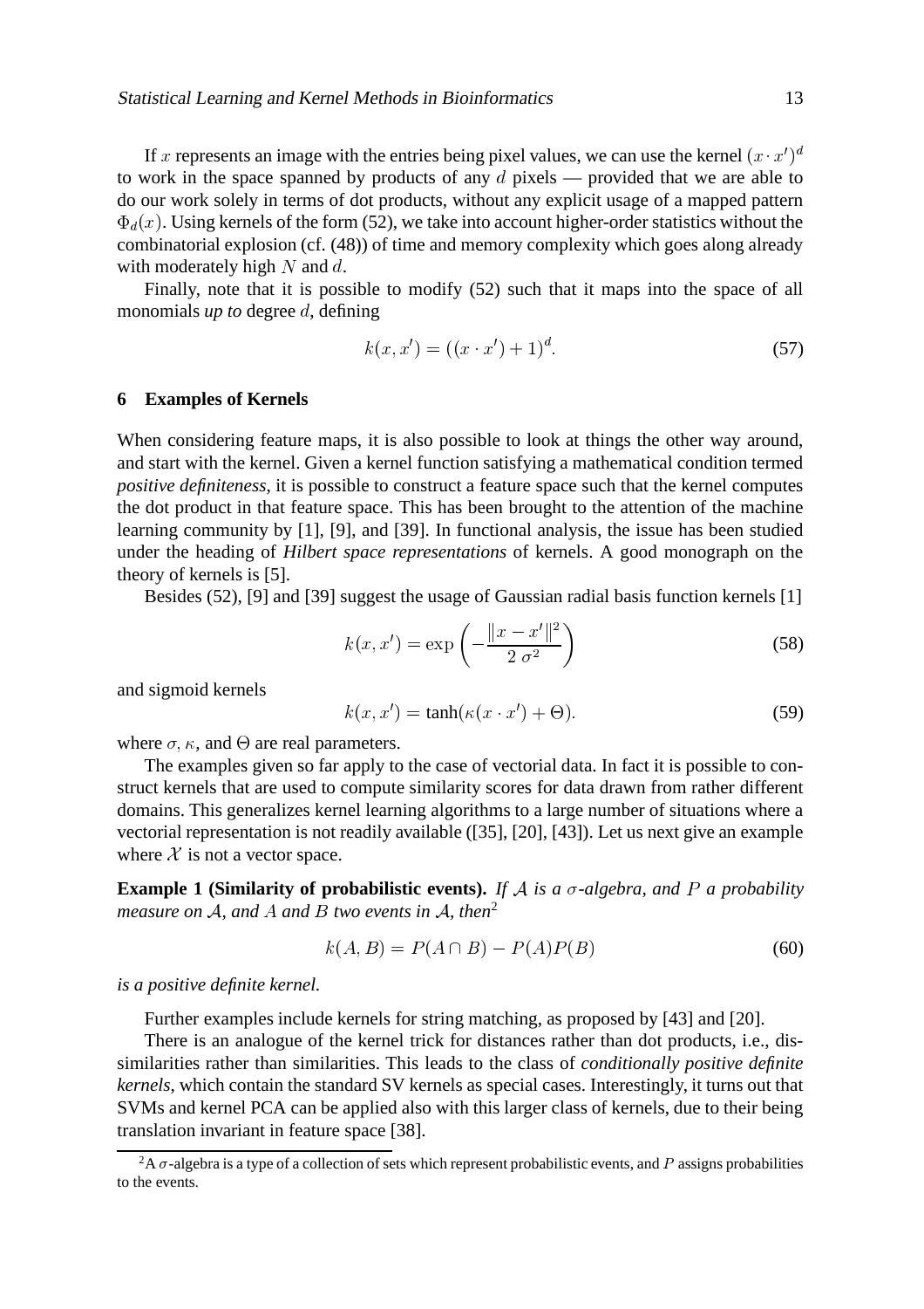If $x$ represents an image with the entries being pixel values, we can use the kernel $(x \cdot x')^d$ to work in the space spanned by products of any $d$ pixels — provided that we are able to do our work solely in terms of dot products, without any explicit usage of a mapped pattern $\Phi_d(x)$. Using kernels of the form (52), we take into account higher-order statistics without the combinatorial explosion (cf. (48)) of time and memory complexity which goes along already with moderately high $N$ and $d$.

Finally, note that it is possible to modify (52) such that it maps into the space of all monomials *up to* degree $d$, defining

$$k(x, x') = ((x \cdot x') + 1)^d. \tag{57}$$

## 6 Examples of Kernels

When considering feature maps, it is also possible to look at things the other way around, and start with the kernel. Given a kernel function satisfying a mathematical condition termed *positive definiteness*, it is possible to construct a feature space such that the kernel computes the dot product in that feature space. This has been brought to the attention of the machine learning community by [1], [9], and [39]. In functional analysis, the issue has been studied under the heading of *Hilbert space representations* of kernels. A good monograph on the theory of kernels is [5].

Besides (52), [9] and [39] suggest the usage of Gaussian radial basis function kernels [1]

$$k(x, x') = \exp\left(-\frac{\|x - x'\|^2}{2\,\sigma^2}\right) \tag{58}$$

and sigmoid kernels

$$k(x, x') = \tanh(\kappa(x \cdot x') + \Theta). \tag{59}$$

where $\sigma, \kappa$, and $\Theta$ are real parameters.

The examples given so far apply to the case of vectorial data. In fact it is possible to construct kernels that are used to compute similarity scores for data drawn from rather different domains. This generalizes kernel learning algorithms to a large number of situations where a vectorial representation is not readily available ([35], [20], [43]). Let us next give an example where $\mathcal{X}$ is not a vector space.

**Example 1 (Similarity of probabilistic events).** *If $\mathcal{A}$ is a $\sigma$-algebra, and $P$ a probability measure on $\mathcal{A}$, and $A$ and $B$ two events in $\mathcal{A}$, then*[2]

$$k(A, B) = P(A \cap B) - P(A)P(B) \tag{60}$$

*is a positive definite kernel.*

Further examples include kernels for string matching, as proposed by [43] and [20].

There is an analogue of the kernel trick for distances rather than dot products, i.e., dissimilarities rather than similarities. This leads to the class of *conditionally positive definite kernels*, which contain the standard SV kernels as special cases. Interestingly, it turns out that SVMs and kernel PCA can be applied also with this larger class of kernels, due to their being translation invariant in feature space [38].

---

[2] A $\sigma$-algebra is a type of a collection of sets which represent probabilistic events, and $P$ assigns probabilities to the events.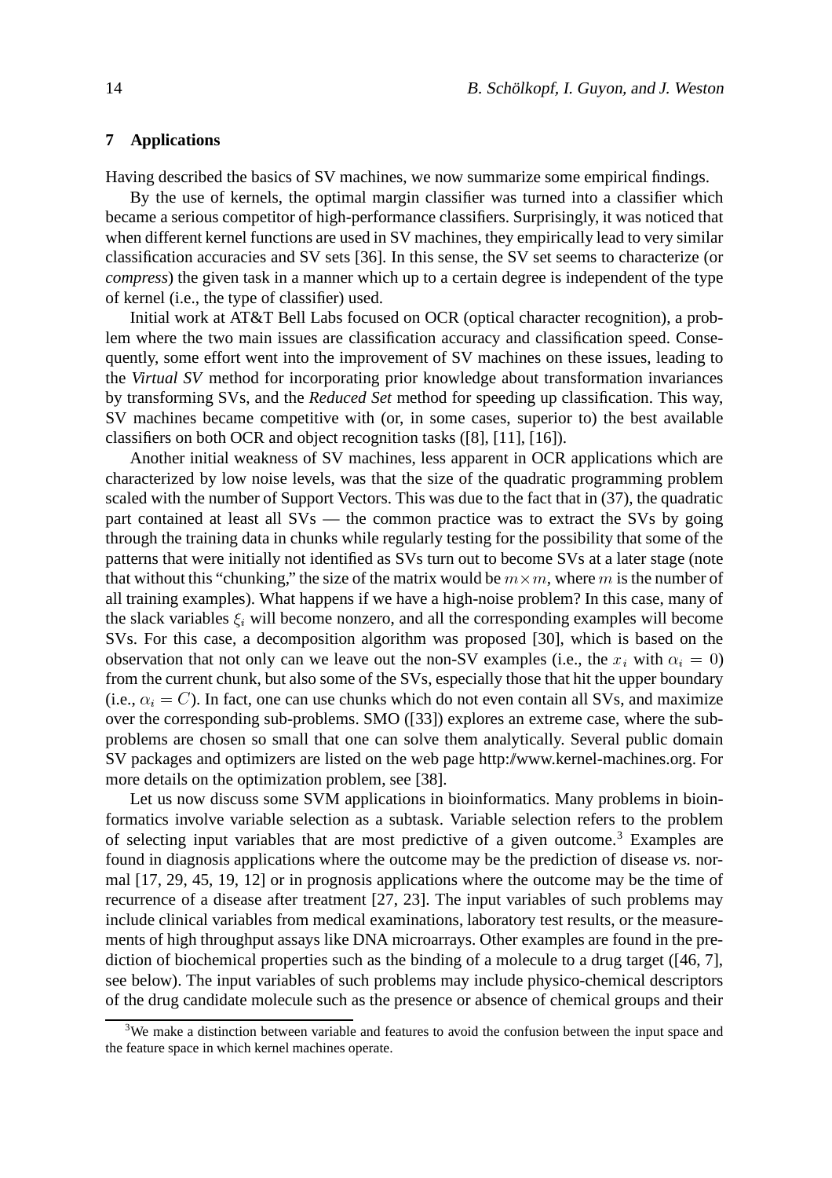## 7 Applications

Having described the basics of SV machines, we now summarize some empirical findings.

By the use of kernels, the optimal margin classifier was turned into a classifier which became a serious competitor of high-performance classifiers. Surprisingly, it was noticed that when different kernel functions are used in SV machines, they empirically lead to very similar classification accuracies and SV sets [36]. In this sense, the SV set seems to characterize (or *compress*) the given task in a manner which up to a certain degree is independent of the type of kernel (i.e., the type of classifier) used.

Initial work at AT&T Bell Labs focused on OCR (optical character recognition), a problem where the two main issues are classification accuracy and classification speed. Consequently, some effort went into the improvement of SV machines on these issues, leading to the *Virtual SV* method for incorporating prior knowledge about transformation invariances by transforming SVs, and the *Reduced Set* method for speeding up classification. This way, SV machines became competitive with (or, in some cases, superior to) the best available classifiers on both OCR and object recognition tasks ([8], [11], [16]).

Another initial weakness of SV machines, less apparent in OCR applications which are characterized by low noise levels, was that the size of the quadratic programming problem scaled with the number of Support Vectors. This was due to the fact that in (37), the quadratic part contained at least all SVs — the common practice was to extract the SVs by going through the training data in chunks while regularly testing for the possibility that some of the patterns that were initially not identified as SVs turn out to become SVs at a later stage (note that without this "chunking," the size of the matrix would be $m \times m$, where $m$ is the number of all training examples). What happens if we have a high-noise problem? In this case, many of the slack variables $\xi_i$ will become nonzero, and all the corresponding examples will become SVs. For this case, a decomposition algorithm was proposed [30], which is based on the observation that not only can we leave out the non-SV examples (i.e., the $x_i$ with $\alpha_i = 0$) from the current chunk, but also some of the SVs, especially those that hit the upper boundary (i.e., $\alpha_i = C$). In fact, one can use chunks which do not even contain all SVs, and maximize over the corresponding sub-problems. SMO ([33]) explores an extreme case, where the sub-problems are chosen so small that one can solve them analytically. Several public domain SV packages and optimizers are listed on the web page http://www.kernel-machines.org. For more details on the optimization problem, see [38].

Let us now discuss some SVM applications in bioinformatics. Many problems in bioinformatics involve variable selection as a subtask. Variable selection refers to the problem of selecting input variables that are most predictive of a given outcome.[3] Examples are found in diagnosis applications where the outcome may be the prediction of disease *vs.* normal [17, 29, 45, 19, 12] or in prognosis applications where the outcome may be the time of recurrence of a disease after treatment [27, 23]. The input variables of such problems may include clinical variables from medical examinations, laboratory test results, or the measurements of high throughput assays like DNA microarrays. Other examples are found in the prediction of biochemical properties such as the binding of a molecule to a drug target ([46, 7], see below). The input variables of such problems may include physico-chemical descriptors of the drug candidate molecule such as the presence or absence of chemical groups and their

[3] We make a distinction between variable and features to avoid the confusion between the input space and the feature space in which kernel machines operate.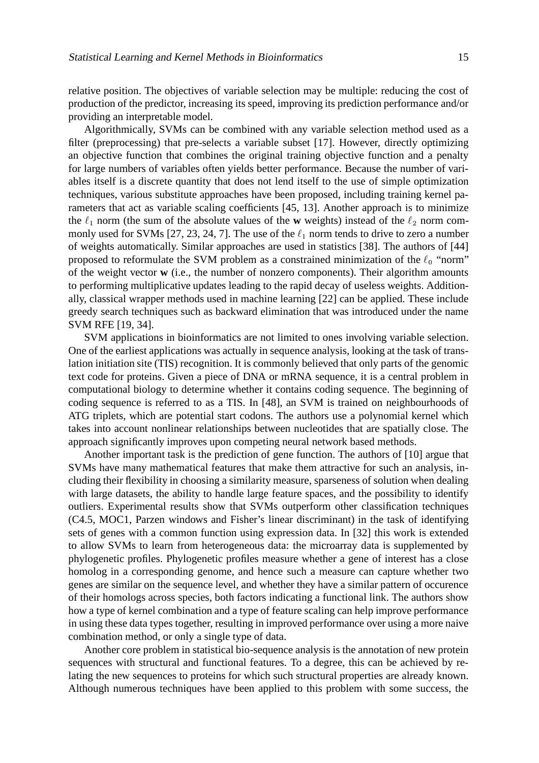relative position. The objectives of variable selection may be multiple: reducing the cost of production of the predictor, increasing its speed, improving its prediction performance and/or providing an interpretable model.

Algorithmically, SVMs can be combined with any variable selection method used as a filter (preprocessing) that pre-selects a variable subset [17]. However, directly optimizing an objective function that combines the original training objective function and a penalty for large numbers of variables often yields better performance. Because the number of variables itself is a discrete quantity that does not lend itself to the use of simple optimization techniques, various substitute approaches have been proposed, including training kernel parameters that act as variable scaling coefficients [45, 13]. Another approach is to minimize the $\ell_1$ norm (the sum of the absolute values of the **w** weights) instead of the $\ell_2$ norm commonly used for SVMs [27, 23, 24, 7]. The use of the $\ell_1$ norm tends to drive to zero a number of weights automatically. Similar approaches are used in statistics [38]. The authors of [44] proposed to reformulate the SVM problem as a constrained minimization of the $\ell_0$ "norm" of the weight vector **w** (i.e., the number of nonzero components). Their algorithm amounts to performing multiplicative updates leading to the rapid decay of useless weights. Additionally, classical wrapper methods used in machine learning [22] can be applied. These include greedy search techniques such as backward elimination that was introduced under the name SVM RFE [19, 34].

SVM applications in bioinformatics are not limited to ones involving variable selection. One of the earliest applications was actually in sequence analysis, looking at the task of translation initiation site (TIS) recognition. It is commonly believed that only parts of the genomic text code for proteins. Given a piece of DNA or mRNA sequence, it is a central problem in computational biology to determine whether it contains coding sequence. The beginning of coding sequence is referred to as a TIS. In [48], an SVM is trained on neighbourhoods of ATG triplets, which are potential start codons. The authors use a polynomial kernel which takes into account nonlinear relationships between nucleotides that are spatially close. The approach significantly improves upon competing neural network based methods.

Another important task is the prediction of gene function. The authors of [10] argue that SVMs have many mathematical features that make them attractive for such an analysis, including their flexibility in choosing a similarity measure, sparseness of solution when dealing with large datasets, the ability to handle large feature spaces, and the possibility to identify outliers. Experimental results show that SVMs outperform other classification techniques (C4.5, MOC1, Parzen windows and Fisher's linear discriminant) in the task of identifying sets of genes with a common function using expression data. In [32] this work is extended to allow SVMs to learn from heterogeneous data: the microarray data is supplemented by phylogenetic profiles. Phylogenetic profiles measure whether a gene of interest has a close homolog in a corresponding genome, and hence such a measure can capture whether two genes are similar on the sequence level, and whether they have a similar pattern of occurence of their homologs across species, both factors indicating a functional link. The authors show how a type of kernel combination and a type of feature scaling can help improve performance in using these data types together, resulting in improved performance over using a more naive combination method, or only a single type of data.

Another core problem in statistical bio-sequence analysis is the annotation of new protein sequences with structural and functional features. To a degree, this can be achieved by relating the new sequences to proteins for which such structural properties are already known. Although numerous techniques have been applied to this problem with some success, the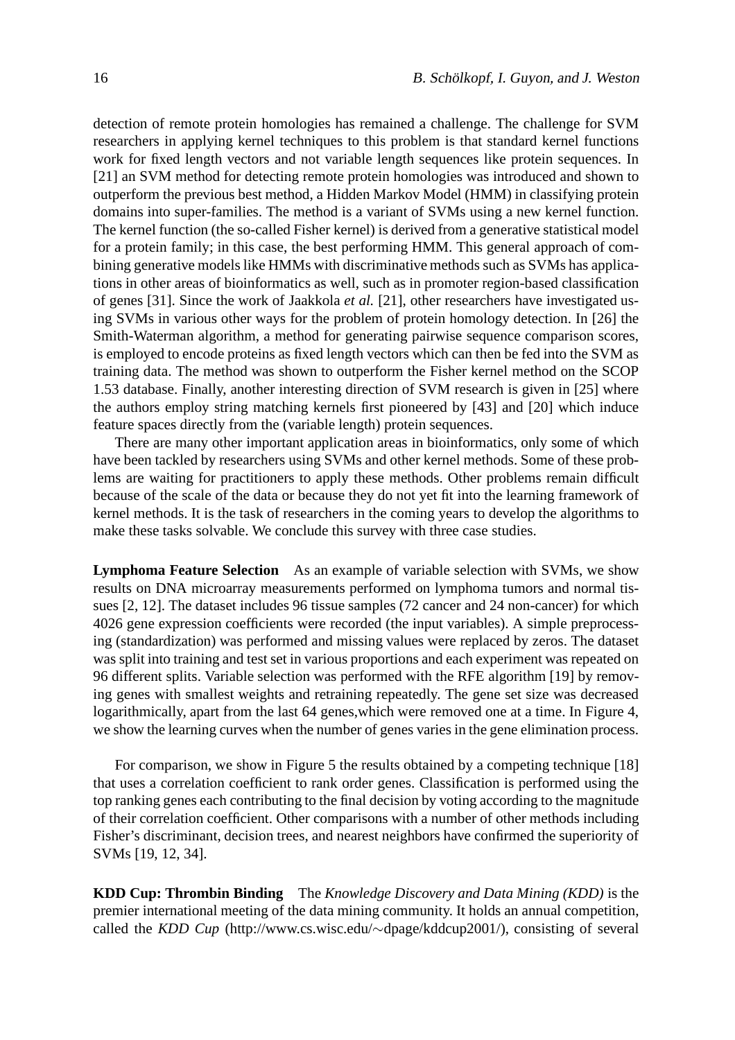detection of remote protein homologies has remained a challenge. The challenge for SVM researchers in applying kernel techniques to this problem is that standard kernel functions work for fixed length vectors and not variable length sequences like protein sequences. In [21] an SVM method for detecting remote protein homologies was introduced and shown to outperform the previous best method, a Hidden Markov Model (HMM) in classifying protein domains into super-families. The method is a variant of SVMs using a new kernel function. The kernel function (the so-called Fisher kernel) is derived from a generative statistical model for a protein family; in this case, the best performing HMM. This general approach of combining generative models like HMMs with discriminative methods such as SVMs has applications in other areas of bioinformatics as well, such as in promoter region-based classification of genes [31]. Since the work of Jaakkola *et al.* [21], other researchers have investigated using SVMs in various other ways for the problem of protein homology detection. In [26] the Smith-Waterman algorithm, a method for generating pairwise sequence comparison scores, is employed to encode proteins as fixed length vectors which can then be fed into the SVM as training data. The method was shown to outperform the Fisher kernel method on the SCOP 1.53 database. Finally, another interesting direction of SVM research is given in [25] where the authors employ string matching kernels first pioneered by [43] and [20] which induce feature spaces directly from the (variable length) protein sequences.

There are many other important application areas in bioinformatics, only some of which have been tackled by researchers using SVMs and other kernel methods. Some of these problems are waiting for practitioners to apply these methods. Other problems remain difficult because of the scale of the data or because they do not yet fit into the learning framework of kernel methods. It is the task of researchers in the coming years to develop the algorithms to make these tasks solvable. We conclude this survey with three case studies.

**Lymphoma Feature Selection** As an example of variable selection with SVMs, we show results on DNA microarray measurements performed on lymphoma tumors and normal tissues [2, 12]. The dataset includes 96 tissue samples (72 cancer and 24 non-cancer) for which 4026 gene expression coefficients were recorded (the input variables). A simple preprocessing (standardization) was performed and missing values were replaced by zeros. The dataset was split into training and test set in various proportions and each experiment was repeated on 96 different splits. Variable selection was performed with the RFE algorithm [19] by removing genes with smallest weights and retraining repeatedly. The gene set size was decreased logarithmically, apart from the last 64 genes,which were removed one at a time. In Figure 4, we show the learning curves when the number of genes varies in the gene elimination process.

For comparison, we show in Figure 5 the results obtained by a competing technique [18] that uses a correlation coefficient to rank order genes. Classification is performed using the top ranking genes each contributing to the final decision by voting according to the magnitude of their correlation coefficient. Other comparisons with a number of other methods including Fisher's discriminant, decision trees, and nearest neighbors have confirmed the superiority of SVMs [19, 12, 34].

**KDD Cup: Thrombin Binding** The *Knowledge Discovery and Data Mining (KDD)* is the premier international meeting of the data mining community. It holds an annual competition, called the *KDD Cup* (http://www.cs.wisc.edu/∼dpage/kddcup2001/), consisting of several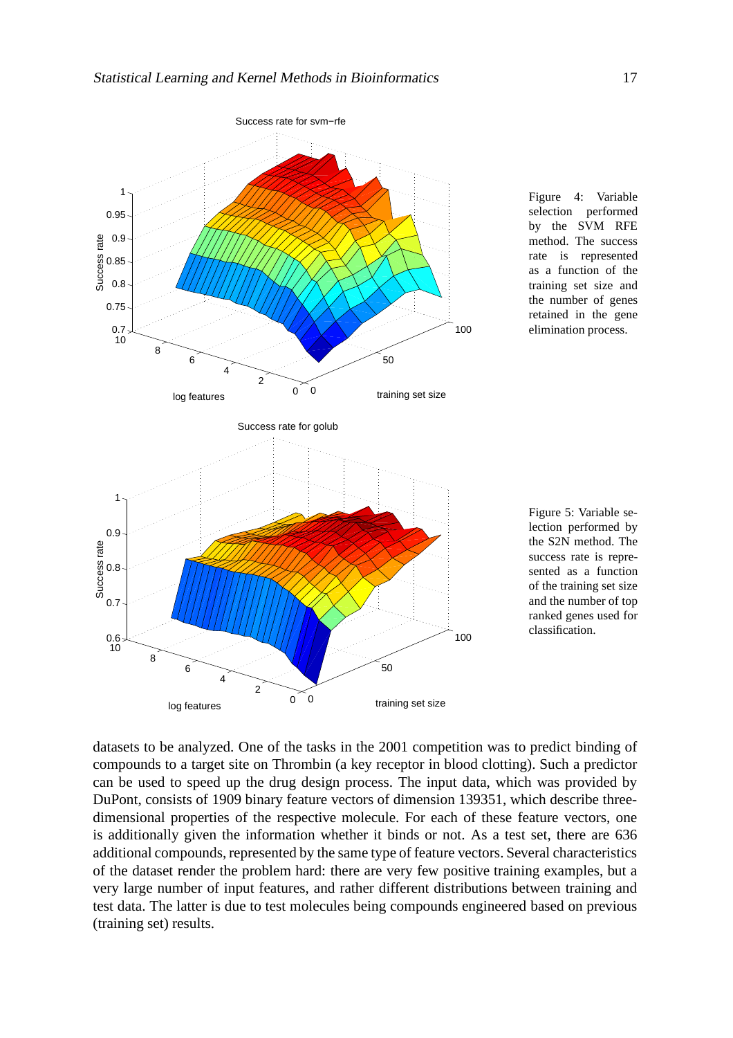Figure 4: Variable selection performed by the SVM RFE method. The success rate is represented as a function of the training set size and the number of genes retained in the gene elimination process.

Figure 5: Variable selection performed by the S2N method. The success rate is represented as a function of the training set size and the number of top ranked genes used for classification.

datasets to be analyzed. One of the tasks in the 2001 competition was to predict binding of compounds to a target site on Thrombin (a key receptor in blood clotting). Such a predictor can be used to speed up the drug design process. The input data, which was provided by DuPont, consists of 1909 binary feature vectors of dimension 139351, which describe three-dimensional properties of the respective molecule. For each of these feature vectors, one is additionally given the information whether it binds or not. As a test set, there are 636 additional compounds, represented by the same type of feature vectors. Several characteristics of the dataset render the problem hard: there are very few positive training examples, but a very large number of input features, and rather different distributions between training and test data. The latter is due to test molecules being compounds engineered based on previous (training set) results.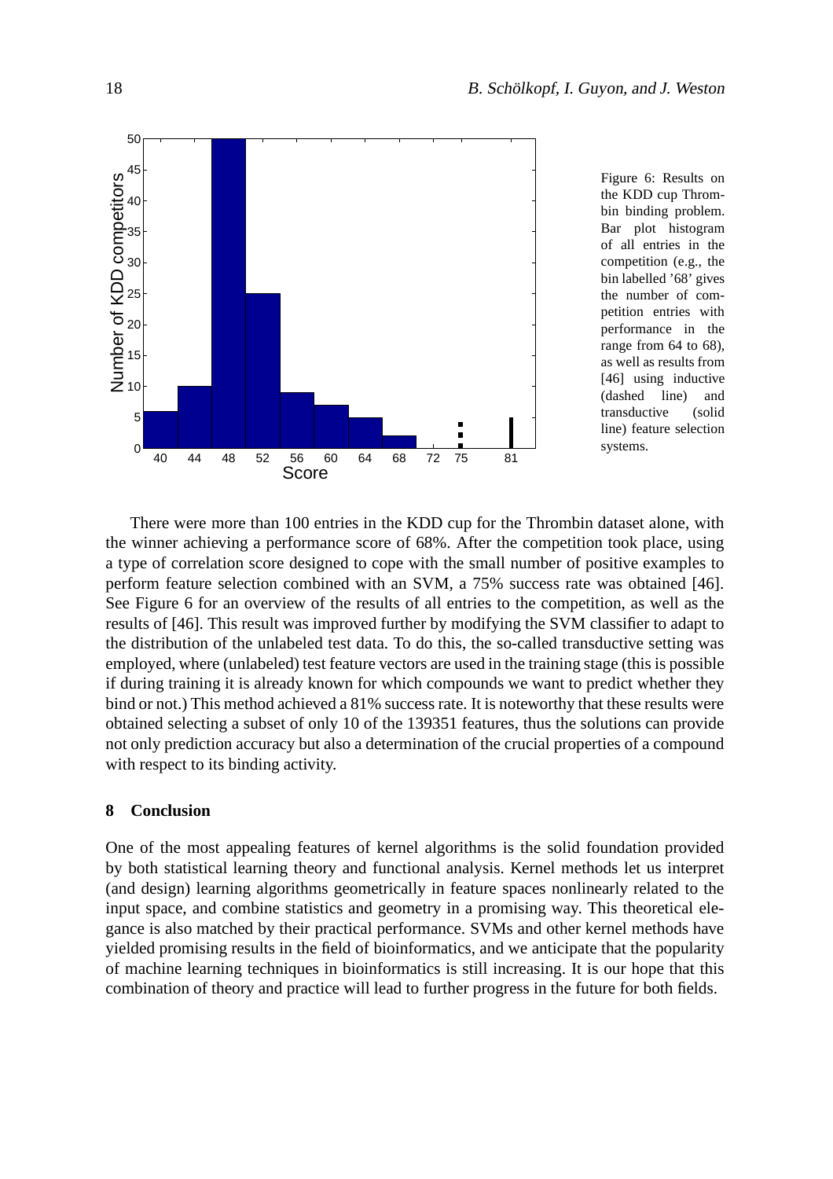Figure 6: Results on the KDD cup Thrombin binding problem. Bar plot histogram of all entries in the competition (e.g., the bin labelled '68' gives the number of competition entries with performance in the range from 64 to 68), as well as results from [46] using inductive (dashed line) and transductive (solid line) feature selection systems.

There were more than 100 entries in the KDD cup for the Thrombin dataset alone, with the winner achieving a performance score of 68%. After the competition took place, using a type of correlation score designed to cope with the small number of positive examples to perform feature selection combined with an SVM, a 75% success rate was obtained [46]. See Figure 6 for an overview of the results of all entries to the competition, as well as the results of [46]. This result was improved further by modifying the SVM classifier to adapt to the distribution of the unlabeled test data. To do this, the so-called transductive setting was employed, where (unlabeled) test feature vectors are used in the training stage (this is possible if during training it is already known for which compounds we want to predict whether they bind or not.) This method achieved a 81% success rate. It is noteworthy that these results were obtained selecting a subset of only 10 of the 139351 features, thus the solutions can provide not only prediction accuracy but also a determination of the crucial properties of a compound with respect to its binding activity.

## 8 Conclusion

One of the most appealing features of kernel algorithms is the solid foundation provided by both statistical learning theory and functional analysis. Kernel methods let us interpret (and design) learning algorithms geometrically in feature spaces nonlinearly related to the input space, and combine statistics and geometry in a promising way. This theoretical elegance is also matched by their practical performance. SVMs and other kernel methods have yielded promising results in the field of bioinformatics, and we anticipate that the popularity of machine learning techniques in bioinformatics is still increasing. It is our hope that this combination of theory and practice will lead to further progress in the future for both fields.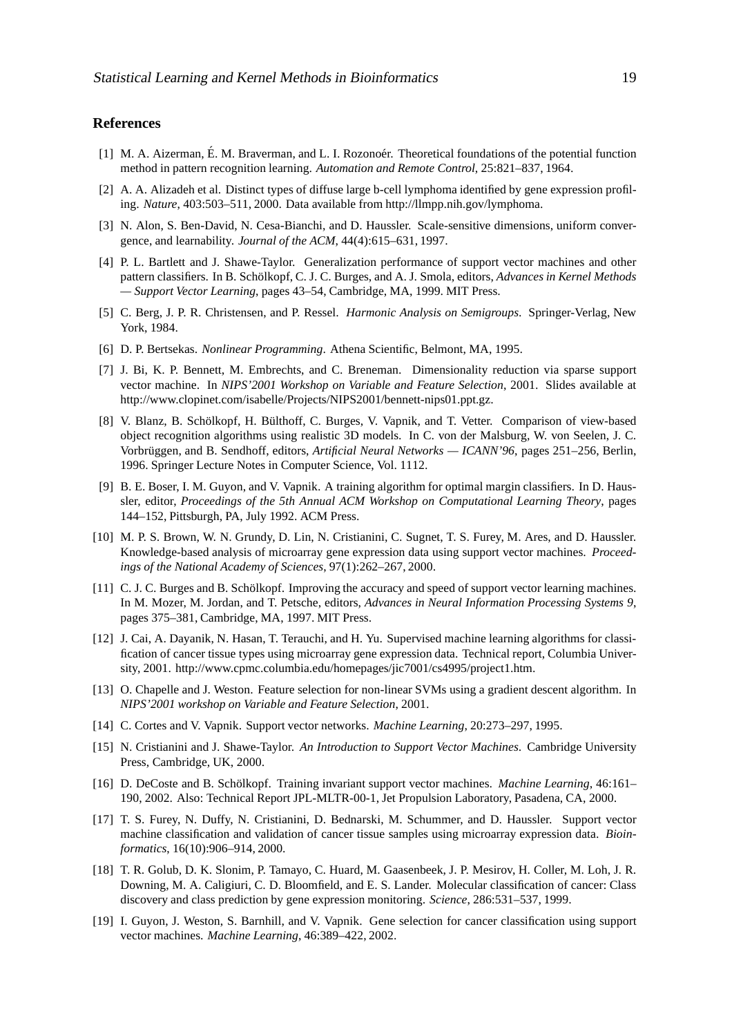## References

[1] M. A. Aizerman, É. M. Braverman, and L. I. Rozonoér. Theoretical foundations of the potential function method in pattern recognition learning. *Automation and Remote Control*, 25:821–837, 1964.

[2] A. A. Alizadeh et al. Distinct types of diffuse large b-cell lymphoma identified by gene expression profiling. *Nature*, 403:503–511, 2000. Data available from http://llmpp.nih.gov/lymphoma.

[3] N. Alon, S. Ben-David, N. Cesa-Bianchi, and D. Haussler. Scale-sensitive dimensions, uniform convergence, and learnability. *Journal of the ACM*, 44(4):615–631, 1997.

[4] P. L. Bartlett and J. Shawe-Taylor. Generalization performance of support vector machines and other pattern classifiers. In B. Schölkopf, C. J. C. Burges, and A. J. Smola, editors, *Advances in Kernel Methods — Support Vector Learning*, pages 43–54, Cambridge, MA, 1999. MIT Press.

[5] C. Berg, J. P. R. Christensen, and P. Ressel. *Harmonic Analysis on Semigroups*. Springer-Verlag, New York, 1984.

[6] D. P. Bertsekas. *Nonlinear Programming*. Athena Scientific, Belmont, MA, 1995.

[7] J. Bi, K. P. Bennett, M. Embrechts, and C. Breneman. Dimensionality reduction via sparse support vector machine. In *NIPS'2001 Workshop on Variable and Feature Selection*, 2001. Slides available at http://www.clopinet.com/isabelle/Projects/NIPS2001/bennett-nips01.ppt.gz.

[8] V. Blanz, B. Schölkopf, H. Bülthoff, C. Burges, V. Vapnik, and T. Vetter. Comparison of view-based object recognition algorithms using realistic 3D models. In C. von der Malsburg, W. von Seelen, J. C. Vorbrüggen, and B. Sendhoff, editors, *Artificial Neural Networks — ICANN'96*, pages 251–256, Berlin, 1996. Springer Lecture Notes in Computer Science, Vol. 1112.

[9] B. E. Boser, I. M. Guyon, and V. Vapnik. A training algorithm for optimal margin classifiers. In D. Haussler, editor, *Proceedings of the 5th Annual ACM Workshop on Computational Learning Theory*, pages 144–152, Pittsburgh, PA, July 1992. ACM Press.

[10] M. P. S. Brown, W. N. Grundy, D. Lin, N. Cristianini, C. Sugnet, T. S. Furey, M. Ares, and D. Haussler. Knowledge-based analysis of microarray gene expression data using support vector machines. *Proceedings of the National Academy of Sciences*, 97(1):262–267, 2000.

[11] C. J. C. Burges and B. Schölkopf. Improving the accuracy and speed of support vector learning machines. In M. Mozer, M. Jordan, and T. Petsche, editors, *Advances in Neural Information Processing Systems 9*, pages 375–381, Cambridge, MA, 1997. MIT Press.

[12] J. Cai, A. Dayanik, N. Hasan, T. Terauchi, and H. Yu. Supervised machine learning algorithms for classification of cancer tissue types using microarray gene expression data. Technical report, Columbia University, 2001. http://www.cpmc.columbia.edu/homepages/jic7001/cs4995/project1.htm.

[13] O. Chapelle and J. Weston. Feature selection for non-linear SVMs using a gradient descent algorithm. In *NIPS'2001 workshop on Variable and Feature Selection*, 2001.

[14] C. Cortes and V. Vapnik. Support vector networks. *Machine Learning*, 20:273–297, 1995.

[15] N. Cristianini and J. Shawe-Taylor. *An Introduction to Support Vector Machines*. Cambridge University Press, Cambridge, UK, 2000.

[16] D. DeCoste and B. Schölkopf. Training invariant support vector machines. *Machine Learning*, 46:161–190, 2002. Also: Technical Report JPL-MLTR-00-1, Jet Propulsion Laboratory, Pasadena, CA, 2000.

[17] T. S. Furey, N. Duffy, N. Cristianini, D. Bednarski, M. Schummer, and D. Haussler. Support vector machine classification and validation of cancer tissue samples using microarray expression data. *Bioinformatics*, 16(10):906–914, 2000.

[18] T. R. Golub, D. K. Slonim, P. Tamayo, C. Huard, M. Gaasenbeek, J. P. Mesirov, H. Coller, M. Loh, J. R. Downing, M. A. Caligiuri, C. D. Bloomfield, and E. S. Lander. Molecular classification of cancer: Class discovery and class prediction by gene expression monitoring. *Science*, 286:531–537, 1999.

[19] I. Guyon, J. Weston, S. Barnhill, and V. Vapnik. Gene selection for cancer classification using support vector machines. *Machine Learning*, 46:389–422, 2002.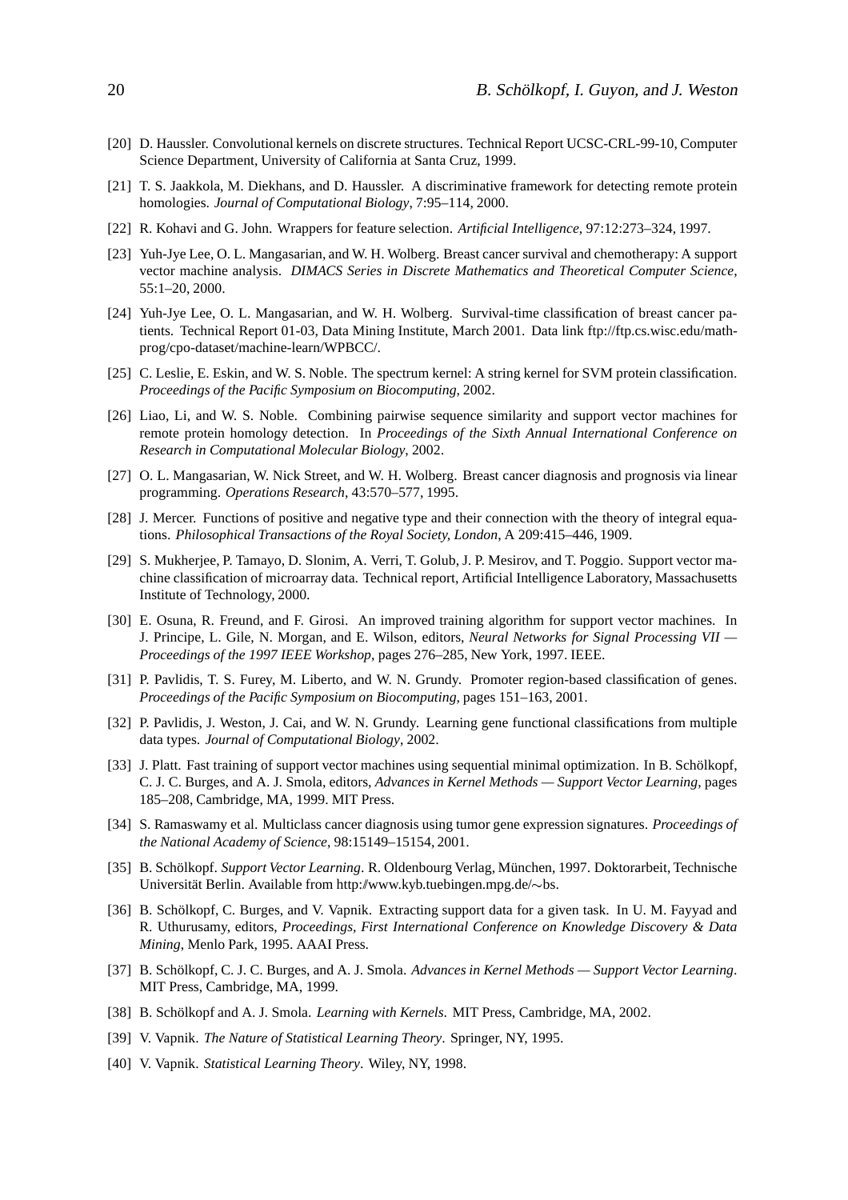[20] D. Haussler. Convolutional kernels on discrete structures. Technical Report UCSC-CRL-99-10, Computer Science Department, University of California at Santa Cruz, 1999.

[21] T. S. Jaakkola, M. Diekhans, and D. Haussler. A discriminative framework for detecting remote protein homologies. *Journal of Computational Biology*, 7:95–114, 2000.

[22] R. Kohavi and G. John. Wrappers for feature selection. *Artificial Intelligence*, 97:12:273–324, 1997.

[23] Yuh-Jye Lee, O. L. Mangasarian, and W. H. Wolberg. Breast cancer survival and chemotherapy: A support vector machine analysis. *DIMACS Series in Discrete Mathematics and Theoretical Computer Science*, 55:1–20, 2000.

[24] Yuh-Jye Lee, O. L. Mangasarian, and W. H. Wolberg. Survival-time classification of breast cancer patients. Technical Report 01-03, Data Mining Institute, March 2001. Data link ftp://ftp.cs.wisc.edu/math-prog/cpo-dataset/machine-learn/WPBCC/.

[25] C. Leslie, E. Eskin, and W. S. Noble. The spectrum kernel: A string kernel for SVM protein classification. *Proceedings of the Pacific Symposium on Biocomputing*, 2002.

[26] Liao, Li, and W. S. Noble. Combining pairwise sequence similarity and support vector machines for remote protein homology detection. In *Proceedings of the Sixth Annual International Conference on Research in Computational Molecular Biology*, 2002.

[27] O. L. Mangasarian, W. Nick Street, and W. H. Wolberg. Breast cancer diagnosis and prognosis via linear programming. *Operations Research*, 43:570–577, 1995.

[28] J. Mercer. Functions of positive and negative type and their connection with the theory of integral equations. *Philosophical Transactions of the Royal Society, London*, A 209:415–446, 1909.

[29] S. Mukherjee, P. Tamayo, D. Slonim, A. Verri, T. Golub, J. P. Mesirov, and T. Poggio. Support vector machine classification of microarray data. Technical report, Artificial Intelligence Laboratory, Massachusetts Institute of Technology, 2000.

[30] E. Osuna, R. Freund, and F. Girosi. An improved training algorithm for support vector machines. In J. Principe, L. Gile, N. Morgan, and E. Wilson, editors, *Neural Networks for Signal Processing VII — Proceedings of the 1997 IEEE Workshop*, pages 276–285, New York, 1997. IEEE.

[31] P. Pavlidis, T. S. Furey, M. Liberto, and W. N. Grundy. Promoter region-based classification of genes. *Proceedings of the Pacific Symposium on Biocomputing*, pages 151–163, 2001.

[32] P. Pavlidis, J. Weston, J. Cai, and W. N. Grundy. Learning gene functional classifications from multiple data types. *Journal of Computational Biology*, 2002.

[33] J. Platt. Fast training of support vector machines using sequential minimal optimization. In B. Schölkopf, C. J. C. Burges, and A. J. Smola, editors, *Advances in Kernel Methods — Support Vector Learning*, pages 185–208, Cambridge, MA, 1999. MIT Press.

[34] S. Ramaswamy et al. Multiclass cancer diagnosis using tumor gene expression signatures. *Proceedings of the National Academy of Science*, 98:15149–15154, 2001.

[35] B. Schölkopf. *Support Vector Learning*. R. Oldenbourg Verlag, München, 1997. Doktorarbeit, Technische Universität Berlin. Available from http://www.kyb.tuebingen.mpg.de/∼bs.

[36] B. Schölkopf, C. Burges, and V. Vapnik. Extracting support data for a given task. In U. M. Fayyad and R. Uthurusamy, editors, *Proceedings, First International Conference on Knowledge Discovery & Data Mining*, Menlo Park, 1995. AAAI Press.

[37] B. Schölkopf, C. J. C. Burges, and A. J. Smola. *Advances in Kernel Methods — Support Vector Learning*. MIT Press, Cambridge, MA, 1999.

[38] B. Schölkopf and A. J. Smola. *Learning with Kernels*. MIT Press, Cambridge, MA, 2002.

[39] V. Vapnik. *The Nature of Statistical Learning Theory*. Springer, NY, 1995.

[40] V. Vapnik. *Statistical Learning Theory*. Wiley, NY, 1998.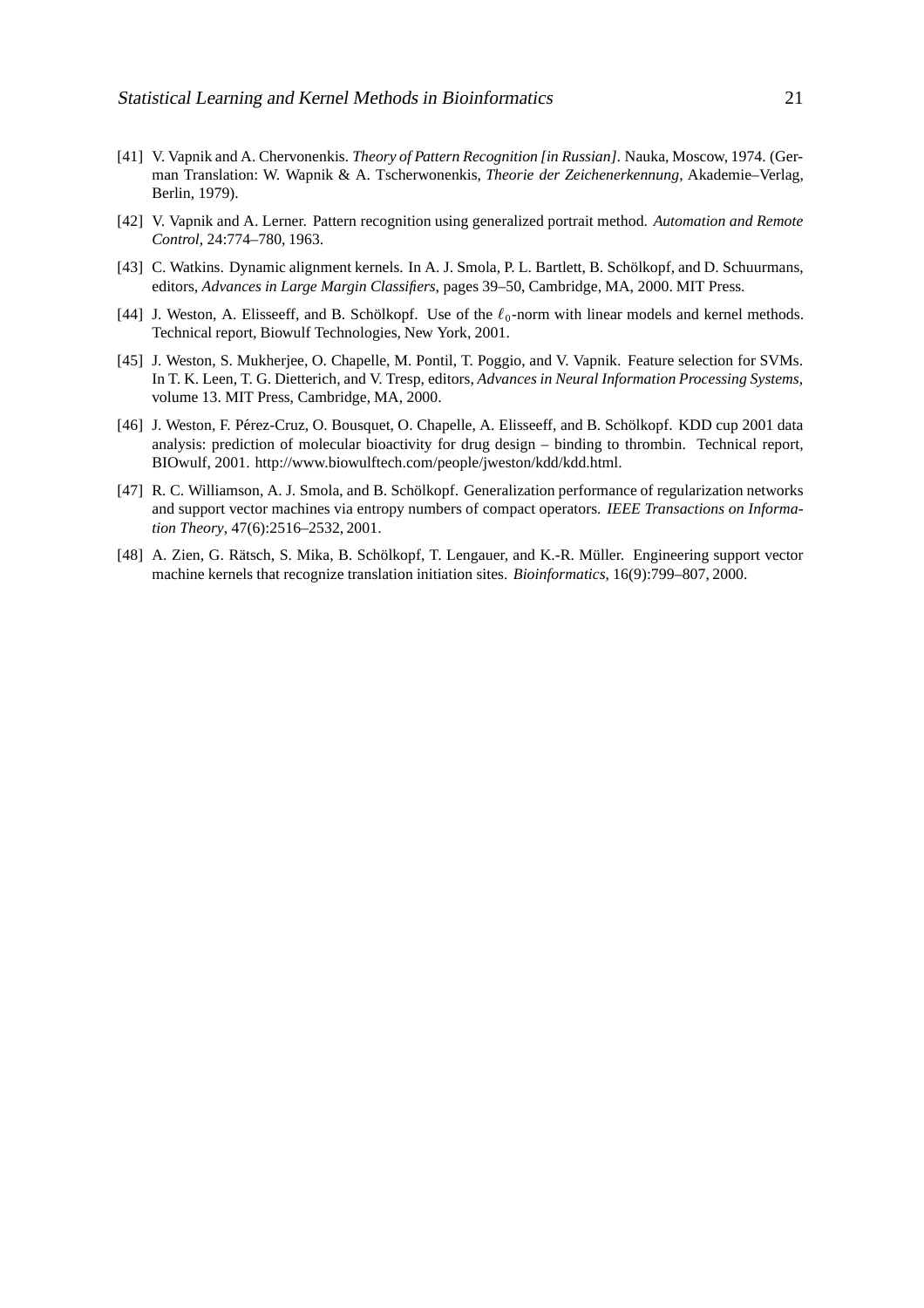[41] V. Vapnik and A. Chervonenkis. *Theory of Pattern Recognition [in Russian]*. Nauka, Moscow, 1974. (German Translation: W. Wapnik & A. Tscherwonenkis, *Theorie der Zeichenerkennung*, Akademie–Verlag, Berlin, 1979).

[42] V. Vapnik and A. Lerner. Pattern recognition using generalized portrait method. *Automation and Remote Control*, 24:774–780, 1963.

[43] C. Watkins. Dynamic alignment kernels. In A. J. Smola, P. L. Bartlett, B. Schölkopf, and D. Schuurmans, editors, *Advances in Large Margin Classifiers*, pages 39–50, Cambridge, MA, 2000. MIT Press.

[44] J. Weston, A. Elisseeff, and B. Schölkopf. Use of the $\ell_0$-norm with linear models and kernel methods. Technical report, Biowulf Technologies, New York, 2001.

[45] J. Weston, S. Mukherjee, O. Chapelle, M. Pontil, T. Poggio, and V. Vapnik. Feature selection for SVMs. In T. K. Leen, T. G. Dietterich, and V. Tresp, editors, *Advances in Neural Information Processing Systems*, volume 13. MIT Press, Cambridge, MA, 2000.

[46] J. Weston, F. Pérez-Cruz, O. Bousquet, O. Chapelle, A. Elisseeff, and B. Schölkopf. KDD cup 2001 data analysis: prediction of molecular bioactivity for drug design – binding to thrombin. Technical report, BIOwulf, 2001. http://www.biowulftech.com/people/jweston/kdd/kdd.html.

[47] R. C. Williamson, A. J. Smola, and B. Schölkopf. Generalization performance of regularization networks and support vector machines via entropy numbers of compact operators. *IEEE Transactions on Information Theory*, 47(6):2516–2532, 2001.

[48] A. Zien, G. Rätsch, S. Mika, B. Schölkopf, T. Lengauer, and K.-R. Müller. Engineering support vector machine kernels that recognize translation initiation sites. *Bioinformatics*, 16(9):799–807, 2000.